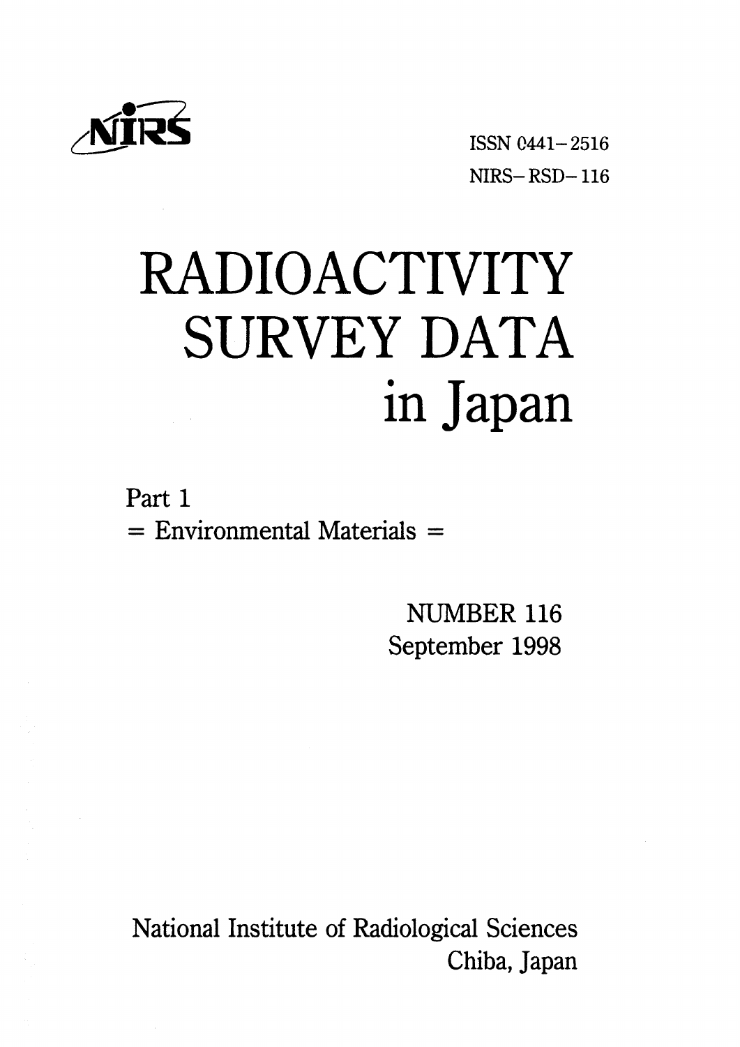NIRS

ISSN 0441-2516

NIRS-RSD-116

# RADIOACTIVITY SURVEY DATA in Japan

Part 1

= Environmental Materials =

NUMBER 116

September 1998

National Institute of Radiological Sciences

Chiba, Japan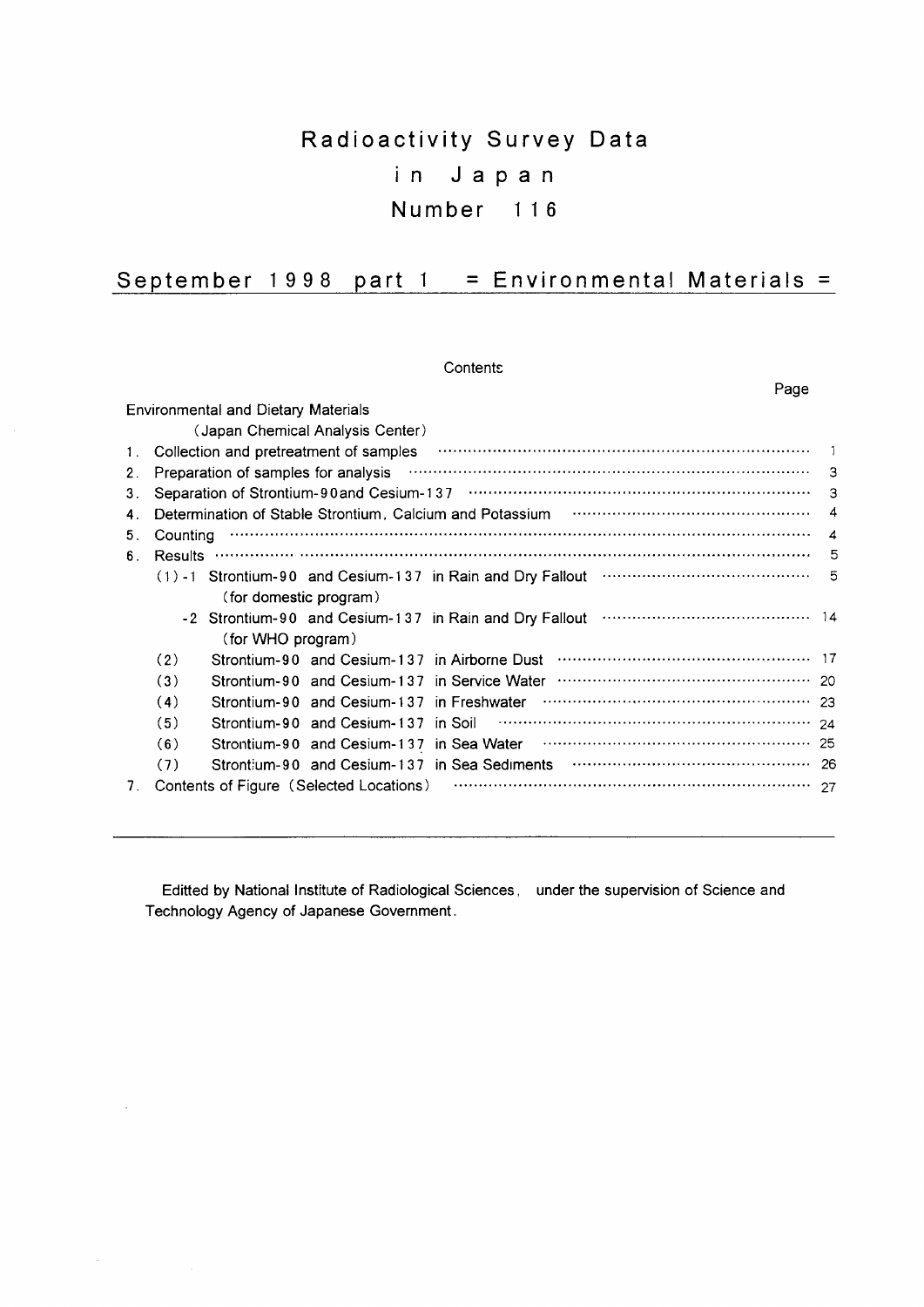# Radioactivity Survey Data in Japan Number 116

## September 1998 part 1 = Environmental Materials =

Contents

| | Page |
|---|---|
| Environmental and Dietary Materials | |
| (Japan Chemical Analysis Center) | |
| 1. Collection and pretreatment of samples | 1 |
| 2. Preparation of samples for analysis | 3 |
| 3. Separation of Strontium-90 and Cesium-137 | 3 |
| 4. Determination of Stable Strontium, Calcium and Potassium | 4 |
| 5. Counting | 4 |
| 6. Results | 5 |
| (1)-1 Strontium-90 and Cesium-137 in Rain and Dry Fallout (for domestic program) | 5 |
| -2 Strontium-90 and Cesium-137 in Rain and Dry Fallout (for WHO program) | 14 |
| (2) Strontium-90 and Cesium-137 in Airborne Dust | 17 |
| (3) Strontium-90 and Cesium-137 in Service Water | 20 |
| (4) Strontium-90 and Cesium-137 in Freshwater | 23 |
| (5) Strontium-90 and Cesium-137 in Soil | 24 |
| (6) Strontium-90 and Cesium-137 in Sea Water | 25 |
| (7) Strontium-90 and Cesium-137 in Sea Sediments | 26 |
| 7. Contents of Figure (Selected Locations) | 27 |

---

Editted by National Institute of Radiological Sciences, under the supervision of Science and Technology Agency of Japanese Government.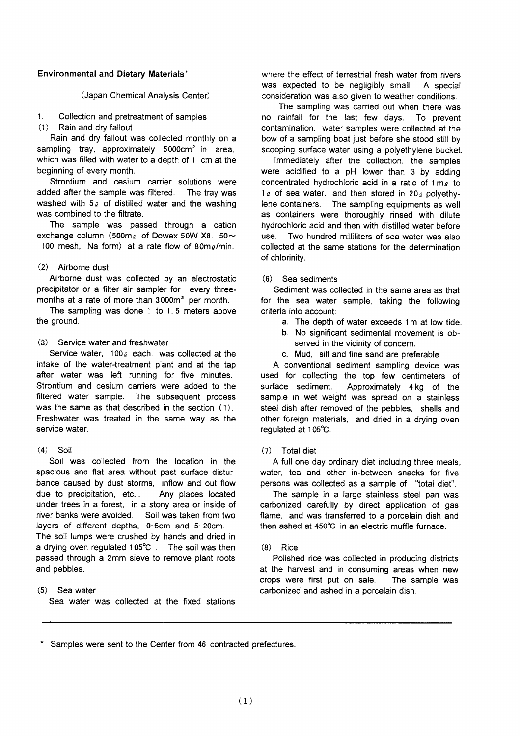## Environmental and Dietary Materials*

(Japan Chemical Analysis Center)

### 1. Collection and pretreatment of samples

#### (1) Rain and dry fallout

Rain and dry fallout was collected monthly on a sampling tray, approximately 5000cm$^2$ in area, which was filled with water to a depth of 1 cm at the beginning of every month.

Strontium and cesium carrier solutions were added after the sample was filtered. The tray was washed with 5ℓ of distilled water and the washing was combined to the filtrate.

The sample was passed through a cation exchange column (500mℓ of Dowex 50W X8, 50～100 mesh, Na form) at a rate flow of 80mℓ/min.

#### (2) Airborne dust

Airborne dust was collected by an electrostatic precipitator or a filter air sampler for every three-months at a rate of more than 3000m$^3$ per month.

The sampling was done 1 to 1.5 meters above the ground.

#### (3) Service water and freshwater

Service water, 100ℓ each, was collected at the intake of the water-treatment plant and at the tap after water was left running for five minutes. Strontium and cesium carriers were added to the filtered water sample. The subsequent process was the same as that described in the section (1). Freshwater was treated in the same way as the service water.

#### (4) Soil

Soil was collected from the location in the spacious and flat area without past surface disturbance caused by dust storms, inflow and out flow due to precipitation, etc.. Any places located under trees in a forest, in a stony area or inside of river banks were avoided. Soil was taken from two layers of different depths, 0-5cm and 5-20cm. The soil lumps were crushed by hands and dried in a drying oven regulated 105℃. The soil was then passed through a 2mm sieve to remove plant roots and pebbles.

#### (5) Sea water

Sea water was collected at the fixed stations where the effect of terrestrial fresh water from rivers was expected to be negligibly small. A special consideration was also given to weather conditions.

The sampling was carried out when there was no rainfall for the last few days. To prevent contamination, water samples were collected at the bow of a sampling boat just before she stood still by scooping surface water using a polyethylene bucket.

Immediately after the collection, the samples were acidified to a pH lower than 3 by adding concentrated hydrochloric acid in a ratio of 1mℓ to 1ℓ of sea water, and then stored in 20ℓ polyethylene containers. The sampling equipments as well as containers were thoroughly rinsed with dilute hydrochloric acid and then with distilled water before use. Two hundred milliliters of sea water was also collected at the same stations for the determination of chlorinity.

#### (6) Sea sediments

Sediment was collected in the same area as that for the sea water sample, taking the following criteria into account:

- a. The depth of water exceeds 1m at low tide.
- b. No significant sedimental movement is observed in the vicinity of concern.
- c. Mud, silt and fine sand are preferable.

A conventional sediment sampling device was used for collecting the top few centimeters of surface sediment. Approximately 4kg of the sample in wet weight was spread on a stainless steel dish after removed of the pebbles, shells and other foreign materials, and dried in a drying oven regulated at 105℃.

#### (7) Total diet

A full one day ordinary diet including three meals, water, tea and other in-between snacks for five persons was collected as a sample of "total diet".

The sample in a large stainless steel pan was carbonized carefully by direct application of gas flame, and was transferred to a porcelain dish and then ashed at 450℃ in an electric muffle furnace.

#### (8) Rice

Polished rice was collected in producing districts at the harvest and in consuming areas when new crops were first put on sale. The sample was carbonized and ashed in a porcelain dish.

---

\* Samples were sent to the Center from 46 contracted prefectures.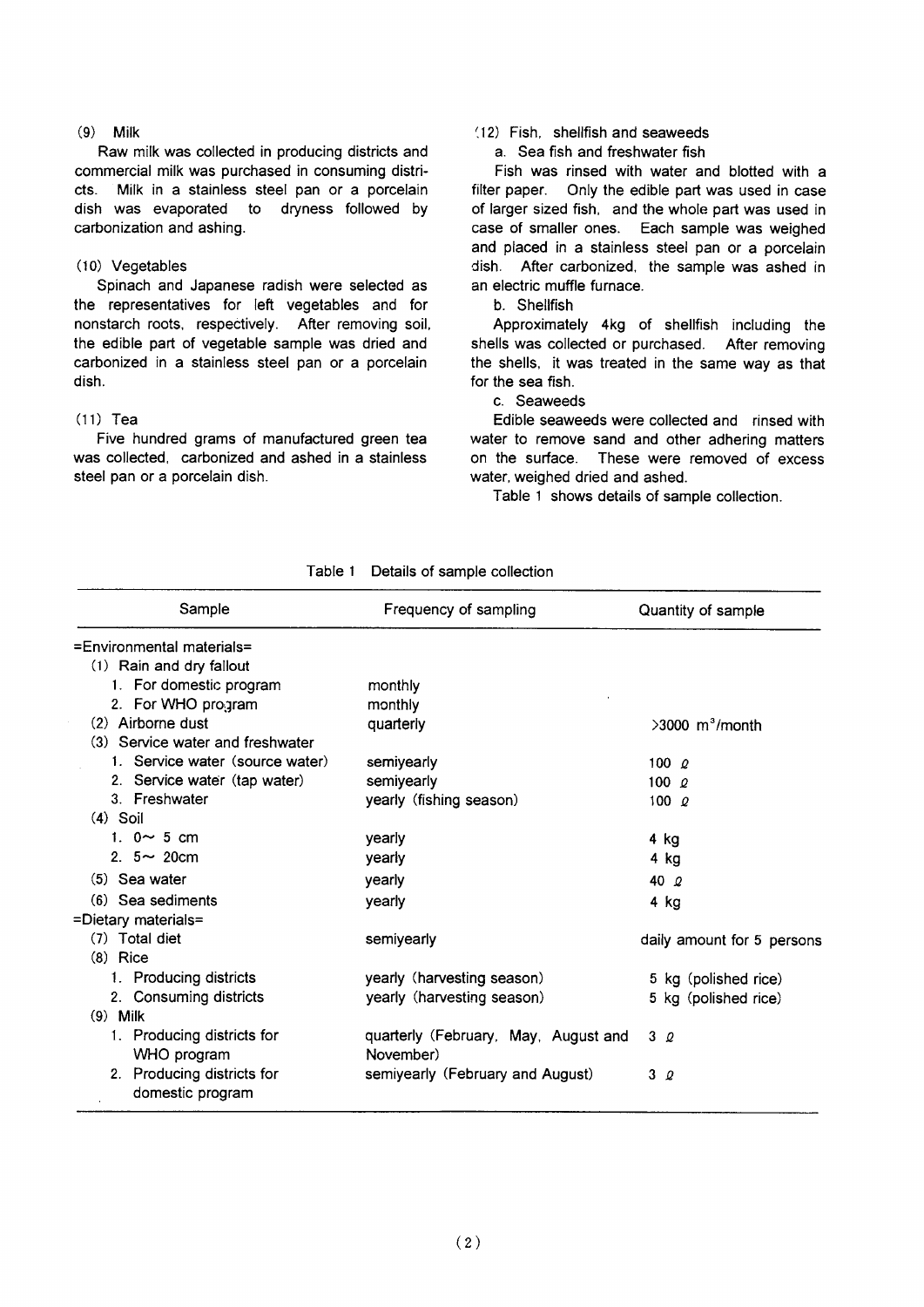### (9) Milk

Raw milk was collected in producing districts and commercial milk was purchased in consuming districts. Milk in a stainless steel pan or a porcelain dish was evaporated to dryness followed by carbonization and ashing.

### (10) Vegetables

Spinach and Japanese radish were selected as the representatives for left vegetables and for nonstarch roots, respectively. After removing soil, the edible part of vegetable sample was dried and carbonized in a stainless steel pan or a porcelain dish.

### (11) Tea

Five hundred grams of manufactured green tea was collected, carbonized and ashed in a stainless steel pan or a porcelain dish.

### (12) Fish, shellfish and seaweeds

a. Sea fish and freshwater fish

Fish was rinsed with water and blotted with a filter paper. Only the edible part was used in case of larger sized fish, and the whole part was used in case of smaller ones. Each sample was weighed and placed in a stainless steel pan or a porcelain dish. After carbonized, the sample was ashed in an electric muffle furnace.

b. Shellfish

Approximately 4kg of shellfish including the shells was collected or purchased. After removing the shells, it was treated in the same way as that for the sea fish.

c. Seaweeds

Edible seaweeds were collected and rinsed with water to remove sand and other adhering matters on the surface. These were removed of excess water, weighed dried and ashed.

Table 1 shows details of sample collection.

Table 1 Details of sample collection

| Sample | Frequency of sampling | Quantity of sample |
|---|---|---|
| =Environmental materials= | | |
| (1) Rain and dry fallout | | |
| 1. For domestic program | monthly | |
| 2. For WHO program | monthly | |
| (2) Airborne dust | quarterly | >3000 $m^3$/month |
| (3) Service water and freshwater | | |
| 1. Service water (source water) | semiyearly | 100 ℓ |
| 2. Service water (tap water) | semiyearly | 100 ℓ |
| 3. Freshwater | yearly (fishing season) | 100 ℓ |
| (4) Soil | | |
| 1. 0～ 5 cm | yearly | 4 kg |
| 2. 5～ 20cm | yearly | 4 kg |
| (5) Sea water | yearly | 40 ℓ |
| (6) Sea sediments | yearly | 4 kg |
| =Dietary materials= | | |
| (7) Total diet | semiyearly | daily amount for 5 persons |
| (8) Rice | | |
| 1. Producing districts | yearly (harvesting season) | 5 kg (polished rice) |
| 2. Consuming districts | yearly (harvesting season) | 5 kg (polished rice) |
| (9) Milk | | |
| 1. Producing districts for WHO program | quarterly (February, May, August and November) | 3 ℓ |
| 2. Producing districts for domestic program | semiyearly (February and August) | 3 ℓ |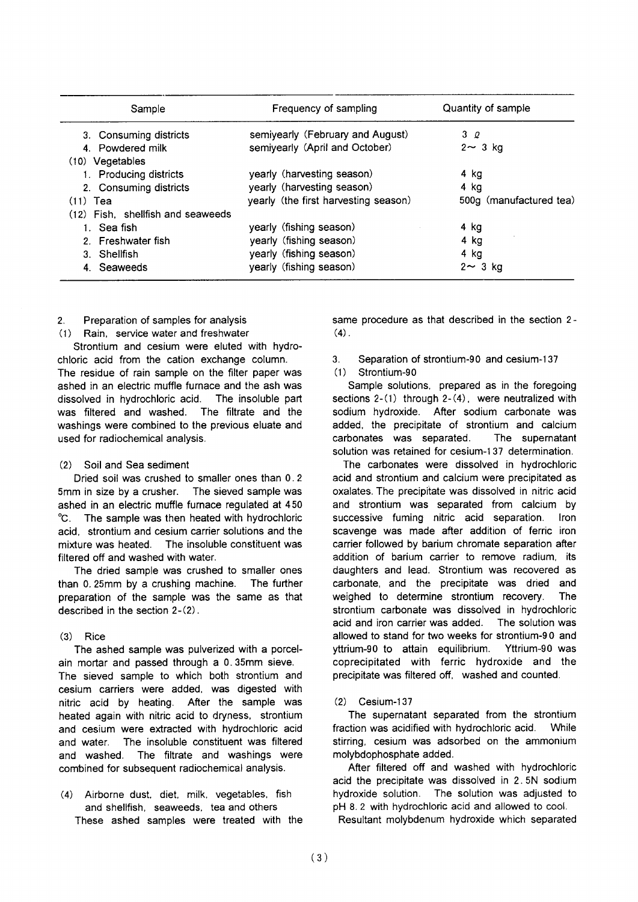| Sample | Frequency of sampling | Quantity of sample |
|---|---|---|
| 3. Consuming districts | semiyearly (February and August) | 3 ℓ |
| 4. Powdered milk | semiyearly (April and October) | 2～ 3 kg |
| (10) Vegetables | | |
| 1. Producing districts | yearly (harvesting season) | 4 kg |
| 2. Consuming districts | yearly (harvesting season) | 4 kg |
| (11) Tea | yearly (the first harvesting season) | 500g (manufactured tea) |
| (12) Fish, shellfish and seaweeds | | |
| 1. Sea fish | yearly (fishing season) | 4 kg |
| 2. Freshwater fish | yearly (fishing season) | 4 kg |
| 3. Shellfish | yearly (fishing season) | 4 kg |
| 4. Seaweeds | yearly (fishing season) | 2～ 3 kg |

## 2. Preparation of samples for analysis

### (1) Rain, service water and freshwater

Strontium and cesium were eluted with hydrochloric acid from the cation exchange column. The residue of rain sample on the filter paper was ashed in an electric muffle furnace and the ash was dissolved in hydrochloric acid. The insoluble part was filtered and washed. The filtrate and the washings were combined to the previous eluate and used for radiochemical analysis.

### (2) Soil and Sea sediment

Dried soil was crushed to smaller ones than 0.25mm in size by a crusher. The sieved sample was ashed in an electric muffle furnace regulated at 450 ℃. The sample was then heated with hydrochloric acid, strontium and cesium carrier solutions and the mixture was heated. The insoluble constituent was filtered off and washed with water.

The dried sample was crushed to smaller ones than 0.25mm by a crushing machine. The further preparation of the sample was the same as that described in the section 2-(2).

### (3) Rice

The ashed sample was pulverized with a porcelain mortar and passed through a 0.35mm sieve. The sieved sample to which both strontium and cesium carriers were added, was digested with nitric acid by heating. After the sample was heated again with nitric acid to dryness, strontium and cesium were extracted with hydrochloric acid and water. The insoluble constituent was filtered and washed. The filtrate and washings were combined for subsequent radiochemical analysis.

### (4) Airborne dust, diet, milk, vegetables, fish and shellfish, seaweeds, tea and others

These ashed samples were treated with the same procedure as that described in the section 2-(4).

## 3. Separation of strontium-90 and cesium-137

### (1) Strontium-90

Sample solutions, prepared as in the foregoing sections 2-(1) through 2-(4), were neutralized with sodium hydroxide. After sodium carbonate was added, the precipitate of strontium and calcium carbonates was separated. The supernatant solution was retained for cesium-137 determination.

The carbonates were dissolved in hydrochloric acid and strontium and calcium were precipitated as oxalates. The precipitate was dissolved in nitric acid and strontium was separated from calcium by successive fuming nitric acid separation. Iron scavenge was made after addition of ferric iron carrier followed by barium chromate separation after addition of barium carrier to remove radium, its daughters and lead. Strontium was recovered as carbonate, and the precipitate was dried and weighed to determine strontium recovery. The strontium carbonate was dissolved in hydrochloric acid and iron carrier was added. The solution was allowed to stand for two weeks for strontium-90 and yttrium-90 to attain equilibrium. Yttrium-90 was coprecipitated with ferric hydroxide and the precipitate was filtered off, washed and counted.

### (2) Cesium-137

The supernatant separated from the strontium fraction was acidified with hydrochloric acid. While stirring, cesium was adsorbed on the ammonium molybdophosphate added.

After filtered off and washed with hydrochloric acid the precipitate was dissolved in 2.5N sodium hydroxide solution. The solution was adjusted to pH 8.2 with hydrochloric acid and allowed to cool. Resultant molybdenum hydroxide which separated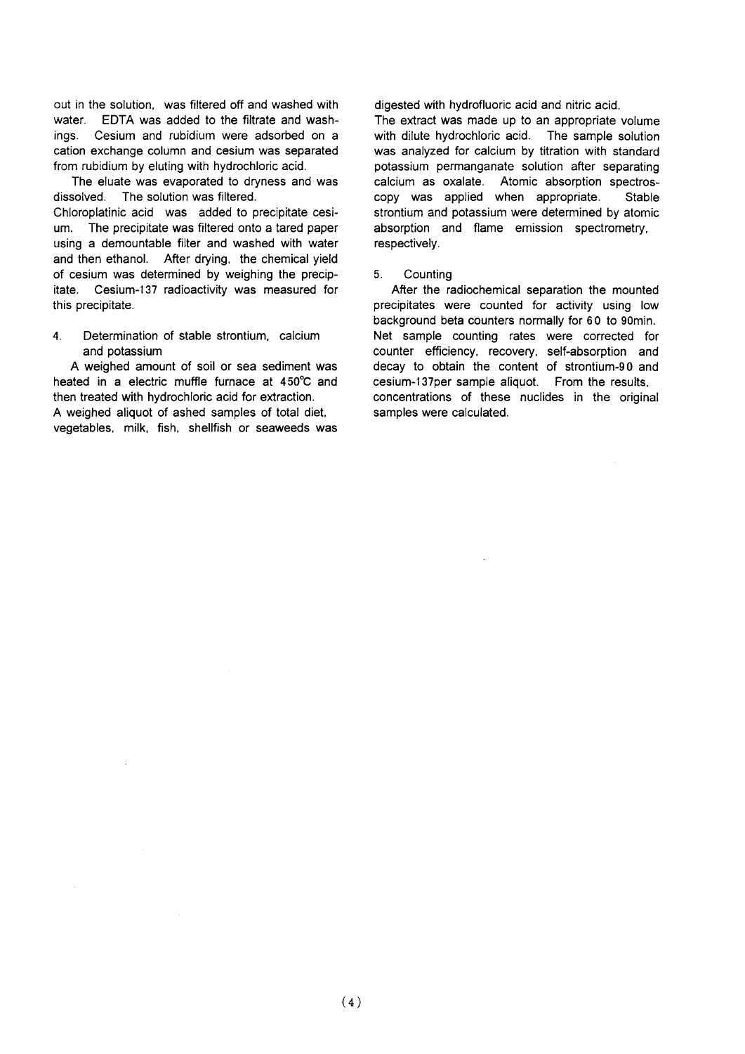out in the solution, was filtered off and washed with water. EDTA was added to the filtrate and washings. Cesium and rubidium were adsorbed on a cation exchange column and cesium was separated from rubidium by eluting with hydrochloric acid.

The eluate was evaporated to dryness and was dissolved. The solution was filtered.
Chloroplatinic acid was added to precipitate cesium. The precipitate was filtered onto a tared paper using a demountable filter and washed with water and then ethanol. After drying, the chemical yield of cesium was determined by weighing the precipitate. Cesium-137 radioactivity was measured for this precipitate.

### 4. Determination of stable strontium, calcium and potassium

A weighed amount of soil or sea sediment was heated in a electric muffle furnace at 450℃ and then treated with hydrochloric acid for extraction.
A weighed aliquot of ashed samples of total diet, vegetables, milk, fish, shellfish or seaweeds was digested with hydrofluoric acid and nitric acid.
The extract was made up to an appropriate volume with dilute hydrochloric acid. The sample solution was analyzed for calcium by titration with standard potassium permanganate solution after separating calcium as oxalate. Atomic absorption spectroscopy was applied when appropriate. Stable strontium and potassium were determined by atomic absorption and flame emission spectrometry, respectively.

### 5. Counting

After the radiochemical separation the mounted precipitates were counted for activity using low background beta counters normally for 60 to 90min. Net sample counting rates were corrected for counter efficiency, recovery, self-absorption and decay to obtain the content of strontium-90 and cesium-137per sample aliquot. From the results, concentrations of these nuclides in the original samples were calculated.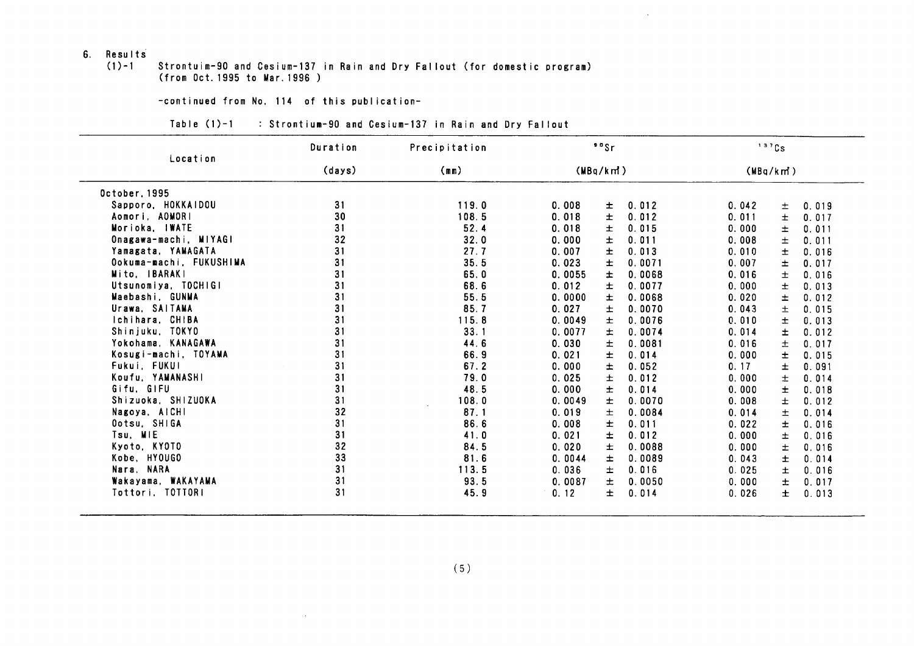6. Results

(1)-1 Strontuim-90 and Cesium-137 in Rain and Dry Fallout (for domestic program) (from Oct. 1995 to Mar. 1996 )

-continued from No. 114 of this publication-

Table (1)-1 : Strontium-90 and Cesium-137 in Rain and Dry Fallout

| Location | Duration (days) | Precipitation (mm) | $^{90}Sr$ (MBq/km²) | $^{137}Cs$ (MBq/km²) |
|---|---|---|---|---|
| October, 1995 | | | | |
| Sapporo, HOKKAIDOU | 31 | 119.0 | 0.008 ± 0.012 | 0.042 ± 0.019 |
| Aomori, AOMORI | 30 | 108.5 | 0.018 ± 0.012 | 0.011 ± 0.017 |
| Morioka, IWATE | 31 | 52.4 | 0.018 ± 0.015 | 0.000 ± 0.011 |
| Onagawa-machi, MIYAGI | 32 | 32.0 | 0.000 ± 0.011 | 0.008 ± 0.011 |
| Yamagata, YAMAGATA | 31 | 27.7 | 0.007 ± 0.013 | 0.010 ± 0.016 |
| Ookuma-machi, FUKUSHIMA | 31 | 35.5 | 0.023 ± 0.0071 | 0.007 ± 0.017 |
| Mito, IBARAKI | 31 | 65.0 | 0.0055 ± 0.0068 | 0.016 ± 0.016 |
| Utsunomiya, TOCHIGI | 31 | 68.6 | 0.012 ± 0.0077 | 0.000 ± 0.013 |
| Maebashi, GUNMA | 31 | 55.5 | 0.0000 ± 0.0068 | 0.020 ± 0.012 |
| Urawa, SAITAMA | 31 | 85.7 | 0.027 ± 0.0070 | 0.043 ± 0.015 |
| Ichihara, CHIBA | 31 | 115.8 | 0.0049 ± 0.0076 | 0.010 ± 0.013 |
| Shinjuku, TOKYO | 31 | 33.1 | 0.0077 ± 0.0074 | 0.014 ± 0.012 |
| Yokohama, KANAGAWA | 31 | 44.6 | 0.030 ± 0.0081 | 0.016 ± 0.017 |
| Kosugi-machi, TOYAMA | 31 | 66.9 | 0.021 ± 0.014 | 0.000 ± 0.015 |
| Fukui, FUKUI | 31 | 67.2 | 0.000 ± 0.052 | 0.17 ± 0.091 |
| Koufu, YAMANASHI | 31 | 79.0 | 0.025 ± 0.012 | 0.000 ± 0.014 |
| Gifu, GIFU | 31 | 48.5 | 0.000 ± 0.014 | 0.000 ± 0.018 |
| Shizuoka, SHIZUOKA | 31 | 108.0 | 0.0049 ± 0.0070 | 0.008 ± 0.012 |
| Nagoya, AICHI | 32 | 87.1 | 0.019 ± 0.0084 | 0.014 ± 0.014 |
| Ootsu, SHIGA | 31 | 86.6 | 0.008 ± 0.011 | 0.022 ± 0.016 |
| Tsu, MIE | 31 | 41.0 | 0.021 ± 0.012 | 0.000 ± 0.016 |
| Kyoto, KYOTO | 32 | 84.5 | 0.020 ± 0.0088 | 0.000 ± 0.016 |
| Kobe, HYOUGO | 33 | 81.6 | 0.0044 ± 0.0089 | 0.043 ± 0.014 |
| Nara, NARA | 31 | 113.5 | 0.036 ± 0.016 | 0.025 ± 0.016 |
| Wakayama, WAKAYAMA | 31 | 93.5 | 0.0087 ± 0.0050 | 0.000 ± 0.017 |
| Tottori, TOTTORI | 31 | 45.9 | 0.12 ± 0.014 | 0.026 ± 0.013 |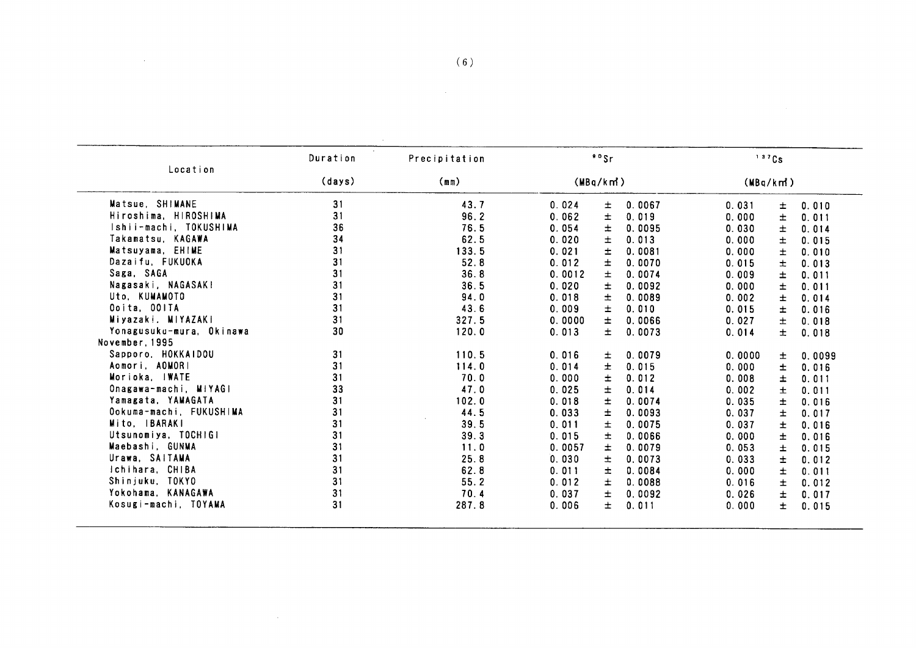| Location | Duration | Precipitation | $^{90}Sr$ | $^{137}Cs$ |
|---|---|---|---|---|
| | (days) | (mm) | (MBq/km²) | (MBq/km²) |
| Matsue, SHIMANE | 31 | 43.7 | 0.024 ± 0.0067 | 0.031 ± 0.010 |
| Hiroshima, HIROSHIMA | 31 | 96.2 | 0.062 ± 0.019 | 0.000 ± 0.011 |
| Ishii-machi, TOKUSHIMA | 36 | 76.5 | 0.054 ± 0.0095 | 0.030 ± 0.014 |
| Takamatsu, KAGAWA | 34 | 62.5 | 0.020 ± 0.013 | 0.000 ± 0.015 |
| Matsuyama, EHIME | 31 | 133.5 | 0.021 ± 0.0081 | 0.000 ± 0.010 |
| Dazaifu, FUKUOKA | 31 | 52.8 | 0.012 ± 0.0070 | 0.015 ± 0.013 |
| Saga, SAGA | 31 | 36.8 | 0.0012 ± 0.0074 | 0.009 ± 0.011 |
| Nagasaki, NAGASAKI | 31 | 36.5 | 0.020 ± 0.0092 | 0.000 ± 0.011 |
| Uto, KUMAMOTO | 31 | 94.0 | 0.018 ± 0.0089 | 0.002 ± 0.014 |
| Ooita, OOITA | 31 | 43.6 | 0.009 ± 0.010 | 0.015 ± 0.016 |
| Miyazaki, MIYAZAKI | 31 | 327.5 | 0.0000 ± 0.0066 | 0.027 ± 0.018 |
| Yonagusuku-mura, Okinawa | 30 | 120.0 | 0.013 ± 0.0073 | 0.014 ± 0.018 |
| November, 1995 | | | | |
| Sapporo, HOKKAIDOU | 31 | 110.5 | 0.016 ± 0.0079 | 0.0000 ± 0.0099 |
| Aomori, AOMORI | 31 | 114.0 | 0.014 ± 0.015 | 0.000 ± 0.016 |
| Morioka, IWATE | 31 | 70.0 | 0.000 ± 0.012 | 0.008 ± 0.011 |
| Onagawa-machi, MIYAGI | 33 | 47.0 | 0.025 ± 0.014 | 0.002 ± 0.011 |
| Yamagata, YAMAGATA | 31 | 102.0 | 0.018 ± 0.0074 | 0.035 ± 0.016 |
| Ookuma-machi, FUKUSHIMA | 31 | 44.5 | 0.033 ± 0.0093 | 0.037 ± 0.017 |
| Mito, IBARAKI | 31 | 39.5 | 0.011 ± 0.0075 | 0.037 ± 0.016 |
| Utsunomiya, TOCHIGI | 31 | 39.3 | 0.015 ± 0.0066 | 0.000 ± 0.016 |
| Maebashi, GUNMA | 31 | 11.0 | 0.0057 ± 0.0079 | 0.053 ± 0.015 |
| Urawa, SAITAMA | 31 | 25.8 | 0.030 ± 0.0073 | 0.033 ± 0.012 |
| Ichihara, CHIBA | 31 | 62.8 | 0.011 ± 0.0084 | 0.000 ± 0.011 |
| Shinjuku, TOKYO | 31 | 55.2 | 0.012 ± 0.0088 | 0.016 ± 0.012 |
| Yokohama, KANAGAWA | 31 | 70.4 | 0.037 ± 0.0092 | 0.026 ± 0.017 |
| Kosugi-machi, TOYAMA | 31 | 287.8 | 0.006 ± 0.011 | 0.000 ± 0.015 |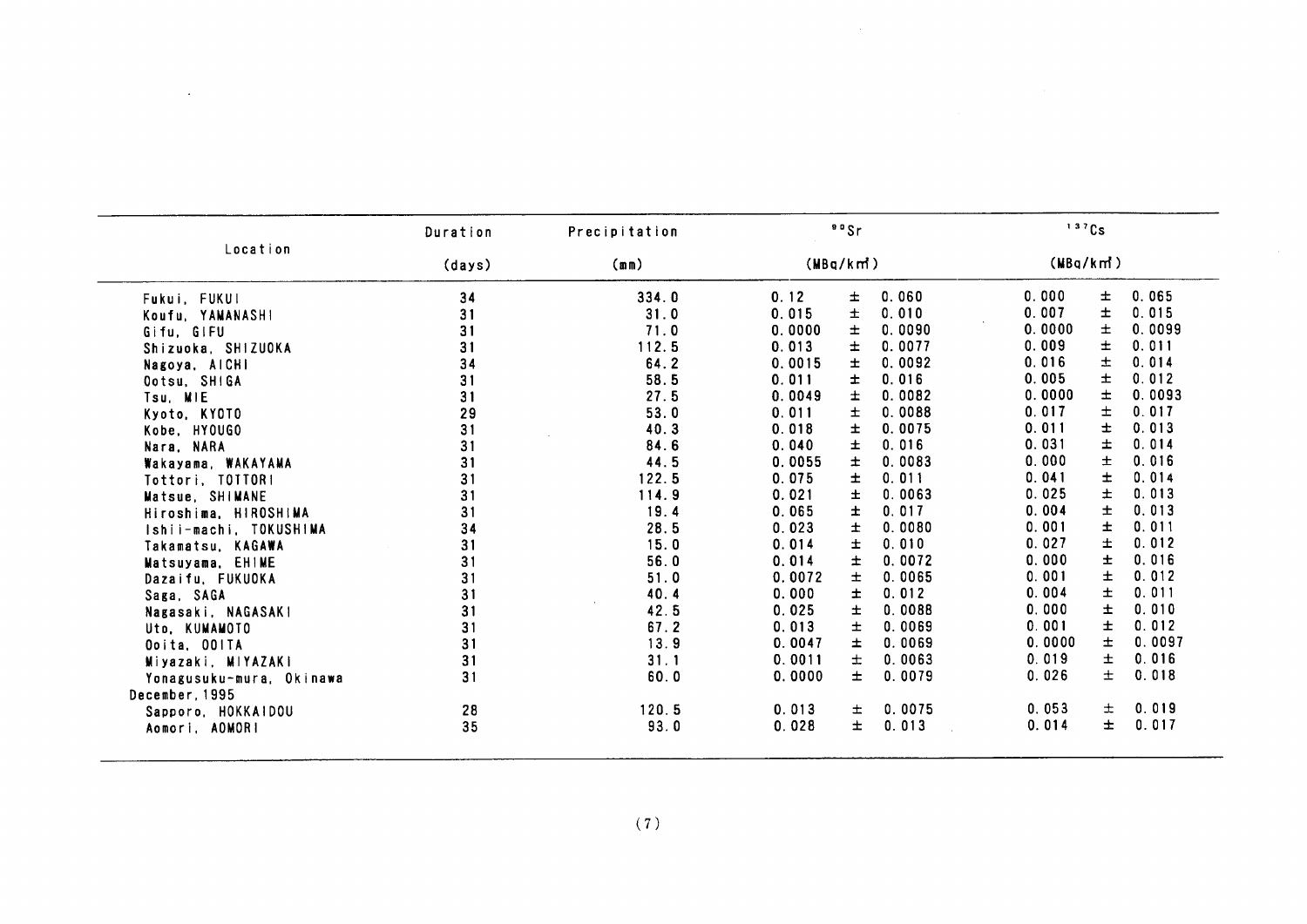| Location | Duration (days) | Precipitation (mm) | $^{90}Sr$ (MBq/km²) | $^{137}Cs$ (MBq/km²) |
|---|---|---|---|---|
| Fukui, FUKUI | 34 | 334.0 | 0.12 ± 0.060 | 0.000 ± 0.065 |
| Koufu, YAMANASHI | 31 | 31.0 | 0.015 ± 0.010 | 0.007 ± 0.015 |
| Gifu, GIFU | 31 | 71.0 | 0.0000 ± 0.0090 | 0.0000 ± 0.0099 |
| Shizuoka, SHIZUOKA | 31 | 112.5 | 0.013 ± 0.0077 | 0.009 ± 0.011 |
| Nagoya, AICHI | 34 | 64.2 | 0.0015 ± 0.0092 | 0.016 ± 0.014 |
| Ootsu, SHIGA | 31 | 58.5 | 0.011 ± 0.016 | 0.005 ± 0.012 |
| Tsu, MIE | 31 | 27.5 | 0.0049 ± 0.0082 | 0.0000 ± 0.0093 |
| Kyoto, KYOTO | 29 | 53.0 | 0.011 ± 0.0088 | 0.017 ± 0.017 |
| Kobe, HYOUGO | 31 | 40.3 | 0.018 ± 0.0075 | 0.011 ± 0.013 |
| Nara, NARA | 31 | 84.6 | 0.040 ± 0.016 | 0.031 ± 0.014 |
| Wakayama, WAKAYAMA | 31 | 44.5 | 0.0055 ± 0.0083 | 0.000 ± 0.016 |
| Tottori, TOTTORI | 31 | 122.5 | 0.075 ± 0.011 | 0.041 ± 0.014 |
| Matsue, SHIMANE | 31 | 114.9 | 0.021 ± 0.0063 | 0.025 ± 0.013 |
| Hiroshima, HIROSHIMA | 31 | 19.4 | 0.065 ± 0.017 | 0.004 ± 0.013 |
| Ishii-machi, TOKUSHIMA | 34 | 28.5 | 0.023 ± 0.0080 | 0.001 ± 0.011 |
| Takamatsu, KAGAWA | 31 | 15.0 | 0.014 ± 0.010 | 0.027 ± 0.012 |
| Matsuyama, EHIME | 31 | 56.0 | 0.014 ± 0.0072 | 0.000 ± 0.016 |
| Dazaifu, FUKUOKA | 31 | 51.0 | 0.0072 ± 0.0065 | 0.001 ± 0.012 |
| Saga, SAGA | 31 | 40.4 | 0.000 ± 0.012 | 0.004 ± 0.011 |
| Nagasaki, NAGASAKI | 31 | 42.5 | 0.025 ± 0.0088 | 0.000 ± 0.010 |
| Uto, KUMAMOTO | 31 | 67.2 | 0.013 ± 0.0069 | 0.001 ± 0.012 |
| Ooita, OOITA | 31 | 13.9 | 0.0047 ± 0.0069 | 0.0000 ± 0.0097 |
| Miyazaki, MIYAZAKI | 31 | 31.1 | 0.0011 ± 0.0063 | 0.019 ± 0.016 |
| Yonagusuku-mura, Okinawa | 31 | 60.0 | 0.0000 ± 0.0079 | 0.026 ± 0.018 |
| December, 1995 | | | | |
| Sapporo, HOKKAIDOU | 28 | 120.5 | 0.013 ± 0.0075 | 0.053 ± 0.019 |
| Aomori, AOMORI | 35 | 93.0 | 0.028 ± 0.013 | 0.014 ± 0.017 |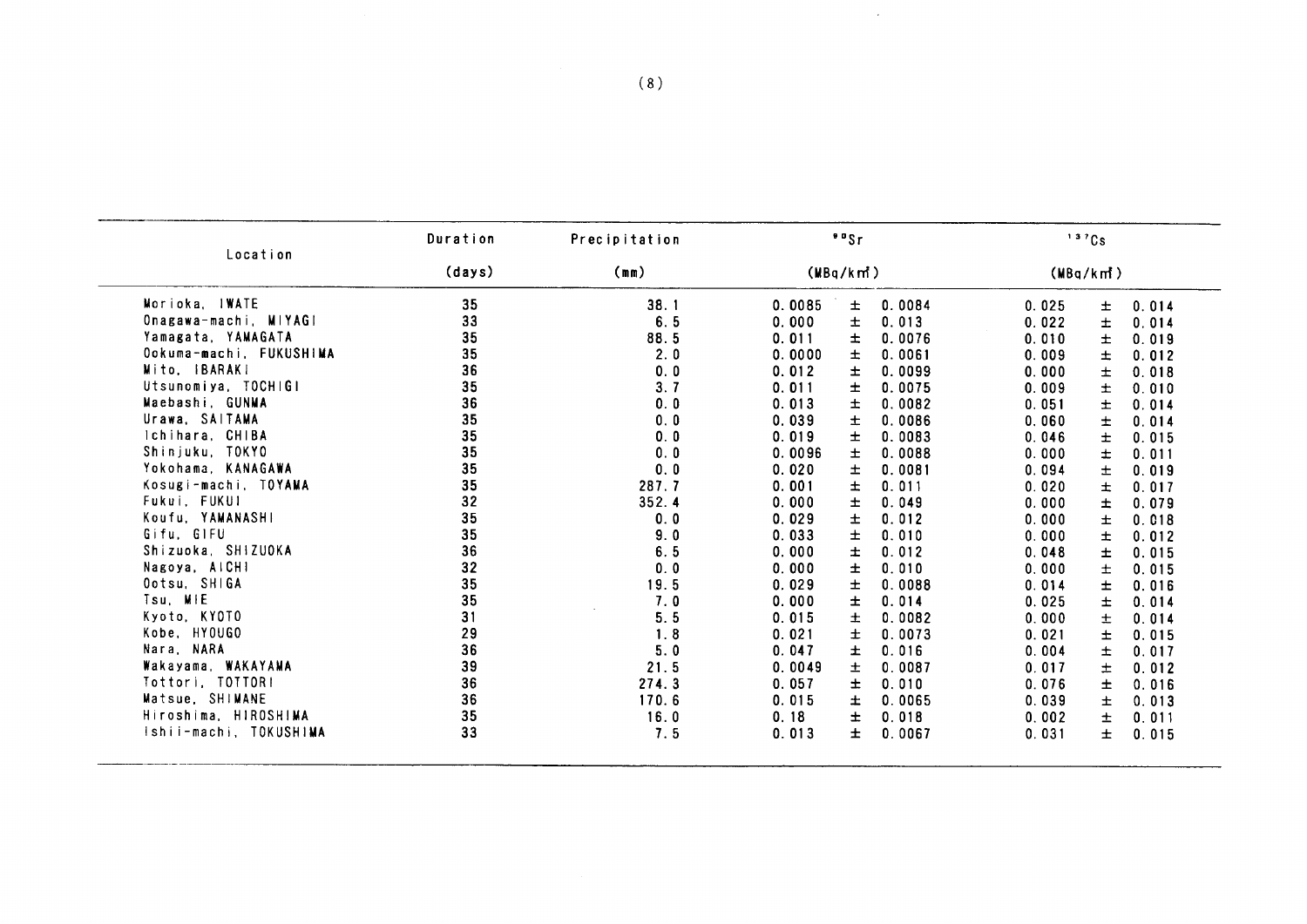| Location | Duration (days) | Precipitation (mm) | $^{90}Sr$ (MBq/km²) | $^{137}Cs$ (MBq/km²) |
|---|---|---|---|---|
| Morioka, IWATE | 35 | 38.1 | 0.0085 ± 0.0084 | 0.025 ± 0.014 |
| Onagawa-machi, MIYAGI | 33 | 6.5 | 0.000 ± 0.013 | 0.022 ± 0.014 |
| Yamagata, YAMAGATA | 35 | 88.5 | 0.011 ± 0.0076 | 0.010 ± 0.019 |
| Ookuma-machi, FUKUSHIMA | 35 | 2.0 | 0.0000 ± 0.0061 | 0.009 ± 0.012 |
| Mito, IBARAKI | 36 | 0.0 | 0.012 ± 0.0099 | 0.000 ± 0.018 |
| Utsunomiya, TOCHIGI | 35 | 3.7 | 0.011 ± 0.0075 | 0.009 ± 0.010 |
| Maebashi, GUNMA | 36 | 0.0 | 0.013 ± 0.0082 | 0.051 ± 0.014 |
| Urawa, SAITAMA | 35 | 0.0 | 0.039 ± 0.0086 | 0.060 ± 0.014 |
| Ichihara, CHIBA | 35 | 0.0 | 0.019 ± 0.0083 | 0.046 ± 0.015 |
| Shinjuku, TOKYO | 35 | 0.0 | 0.0096 ± 0.0088 | 0.000 ± 0.011 |
| Yokohama, KANAGAWA | 35 | 0.0 | 0.020 ± 0.0081 | 0.094 ± 0.019 |
| Kosugi-machi, TOYAMA | 35 | 287.7 | 0.001 ± 0.011 | 0.020 ± 0.017 |
| Fukui, FUKUI | 32 | 352.4 | 0.000 ± 0.049 | 0.000 ± 0.079 |
| Koufu, YAMANASHI | 35 | 0.0 | 0.029 ± 0.012 | 0.000 ± 0.018 |
| Gifu, GIFU | 35 | 9.0 | 0.033 ± 0.010 | 0.000 ± 0.012 |
| Shizuoka, SHIZUOKA | 36 | 6.5 | 0.000 ± 0.012 | 0.048 ± 0.015 |
| Nagoya, AICHI | 32 | 0.0 | 0.000 ± 0.010 | 0.000 ± 0.015 |
| Ootsu, SHIGA | 35 | 19.5 | 0.029 ± 0.0088 | 0.014 ± 0.016 |
| Tsu, MIE | 35 | 7.0 | 0.000 ± 0.014 | 0.025 ± 0.014 |
| Kyoto, KYOTO | 31 | 5.5 | 0.015 ± 0.0082 | 0.000 ± 0.014 |
| Kobe, HYOUGO | 29 | 1.8 | 0.021 ± 0.0073 | 0.021 ± 0.015 |
| Nara, NARA | 36 | 5.0 | 0.047 ± 0.016 | 0.004 ± 0.017 |
| Wakayama, WAKAYAMA | 39 | 21.5 | 0.0049 ± 0.0087 | 0.017 ± 0.012 |
| Tottori, TOTTORI | 36 | 274.3 | 0.057 ± 0.010 | 0.076 ± 0.016 |
| Matsue, SHIMANE | 36 | 170.6 | 0.015 ± 0.0065 | 0.039 ± 0.013 |
| Hiroshima, HIROSHIMA | 35 | 16.0 | 0.18 ± 0.018 | 0.002 ± 0.011 |
| Ishii-machi, TOKUSHIMA | 33 | 7.5 | 0.013 ± 0.0067 | 0.031 ± 0.015 |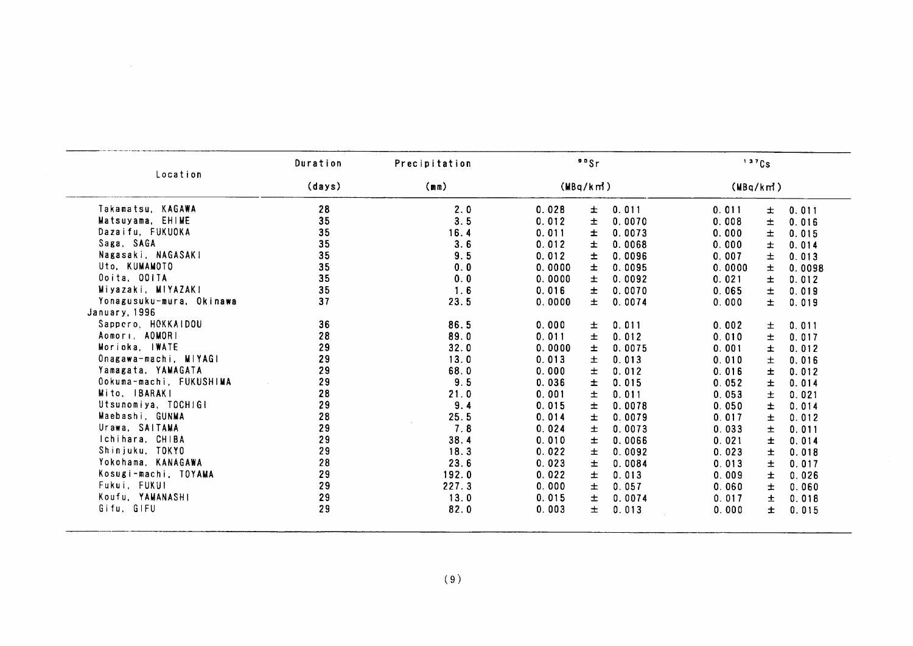| Location | Duration (days) | Precipitation (mm) | $^{90}Sr$ (MBq/km²) | $^{137}Cs$ (MBq/km²) |
|---|---|---|---|---|
| Takamatsu, KAGAWA | 28 | 2.0 | 0.028 ± 0.011 | 0.011 ± 0.011 |
| Matsuyama, EHIME | 35 | 3.5 | 0.012 ± 0.0070 | 0.008 ± 0.016 |
| Dazaifu, FUKUOKA | 35 | 16.4 | 0.011 ± 0.0073 | 0.000 ± 0.015 |
| Saga, SAGA | 35 | 3.6 | 0.012 ± 0.0068 | 0.000 ± 0.014 |
| Nagasaki, NAGASAKI | 35 | 9.5 | 0.012 ± 0.0096 | 0.007 ± 0.013 |
| Uto, KUMAMOTO | 35 | 0.0 | 0.0000 ± 0.0095 | 0.0000 ± 0.0098 |
| Ooita, OOITA | 35 | 0.0 | 0.0000 ± 0.0092 | 0.021 ± 0.012 |
| Miyazaki, MIYAZAKI | 35 | 1.6 | 0.016 ± 0.0070 | 0.065 ± 0.019 |
| Yonagusuku-mura, Okinawa | 37 | 23.5 | 0.0000 ± 0.0074 | 0.000 ± 0.019 |
| January, 1996 | | | | |
| Sapporo, HOKKAIDOU | 36 | 86.5 | 0.000 ± 0.011 | 0.002 ± 0.011 |
| Aomori, AOMORI | 28 | 89.0 | 0.011 ± 0.012 | 0.010 ± 0.017 |
| Morioka, IWATE | 29 | 32.0 | 0.0000 ± 0.0075 | 0.001 ± 0.012 |
| Onagawa-machi, MIYAGI | 29 | 13.0 | 0.013 ± 0.013 | 0.010 ± 0.016 |
| Yamagata, YAMAGATA | 29 | 68.0 | 0.000 ± 0.012 | 0.016 ± 0.012 |
| Ookuma-machi, FUKUSHIMA | 29 | 9.5 | 0.036 ± 0.015 | 0.052 ± 0.014 |
| Mito, IBARAKI | 28 | 21.0 | 0.001 ± 0.011 | 0.053 ± 0.021 |
| Utsunomiya, TOCHIGI | 29 | 9.4 | 0.015 ± 0.0078 | 0.050 ± 0.014 |
| Maebashi, GUNMA | 28 | 25.5 | 0.014 ± 0.0079 | 0.017 ± 0.012 |
| Urawa, SAITAMA | 29 | 7.8 | 0.024 ± 0.0073 | 0.033 ± 0.011 |
| Ichihara, CHIBA | 29 | 38.4 | 0.010 ± 0.0066 | 0.021 ± 0.014 |
| Shinjuku, TOKYO | 29 | 18.3 | 0.022 ± 0.0092 | 0.023 ± 0.018 |
| Yokohama, KANAGAWA | 28 | 23.6 | 0.023 ± 0.0084 | 0.013 ± 0.017 |
| Kosugi-machi, TOYAMA | 29 | 192.0 | 0.022 ± 0.013 | 0.009 ± 0.026 |
| Fukui, FUKUI | 29 | 227.3 | 0.000 ± 0.057 | 0.060 ± 0.060 |
| Koufu, YAMANASHI | 29 | 13.0 | 0.015 ± 0.0074 | 0.017 ± 0.018 |
| Gifu, GIFU | 29 | 82.0 | 0.003 ± 0.013 | 0.000 ± 0.015 |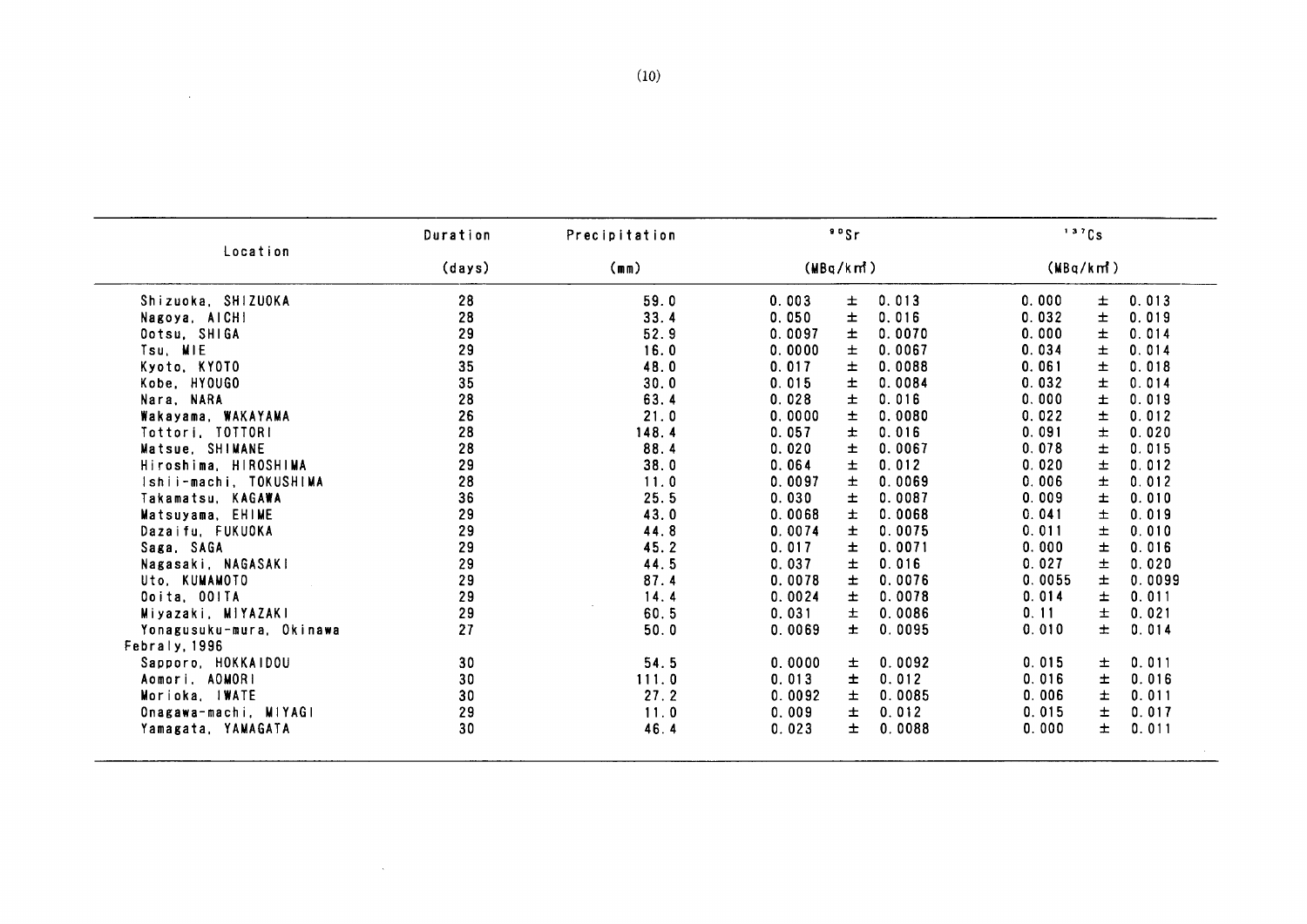| Location | Duration (days) | Precipitation (mm) | $^{90}Sr$ (MBq/km²) | $^{137}Cs$ (MBq/km²) |
|---|---|---|---|---|
| Shizuoka, SHIZUOKA | 28 | 59.0 | 0.003 ± 0.013 | 0.000 ± 0.013 |
| Nagoya, AICHI | 28 | 33.4 | 0.050 ± 0.016 | 0.032 ± 0.019 |
| Ootsu, SHIGA | 29 | 52.9 | 0.0097 ± 0.0070 | 0.000 ± 0.014 |
| Tsu, MIE | 29 | 16.0 | 0.0000 ± 0.0067 | 0.034 ± 0.014 |
| Kyoto, KYOTO | 35 | 48.0 | 0.017 ± 0.0088 | 0.061 ± 0.018 |
| Kobe, HYOUGO | 35 | 30.0 | 0.015 ± 0.0084 | 0.032 ± 0.014 |
| Nara, NARA | 28 | 63.4 | 0.028 ± 0.016 | 0.000 ± 0.019 |
| Wakayama, WAKAYAMA | 26 | 21.0 | 0.0000 ± 0.0080 | 0.022 ± 0.012 |
| Tottori, TOTTORI | 28 | 148.4 | 0.057 ± 0.016 | 0.091 ± 0.020 |
| Matsue, SHIMANE | 28 | 88.4 | 0.020 ± 0.0067 | 0.078 ± 0.015 |
| Hiroshima, HIROSHIMA | 29 | 38.0 | 0.064 ± 0.012 | 0.020 ± 0.012 |
| Ishii-machi, TOKUSHIMA | 28 | 11.0 | 0.0097 ± 0.0069 | 0.006 ± 0.012 |
| Takamatsu, KAGAWA | 36 | 25.5 | 0.030 ± 0.0087 | 0.009 ± 0.010 |
| Matsuyama, EHIME | 29 | 43.0 | 0.0068 ± 0.0068 | 0.041 ± 0.019 |
| Dazaifu, FUKUOKA | 29 | 44.8 | 0.0074 ± 0.0075 | 0.011 ± 0.010 |
| Saga, SAGA | 29 | 45.2 | 0.017 ± 0.0071 | 0.000 ± 0.016 |
| Nagasaki, NAGASAKI | 29 | 44.5 | 0.037 ± 0.016 | 0.027 ± 0.020 |
| Uto, KUMAMOTO | 29 | 87.4 | 0.0078 ± 0.0076 | 0.0055 ± 0.0099 |
| Ooita, OOITA | 29 | 14.4 | 0.0024 ± 0.0078 | 0.014 ± 0.011 |
| Miyazaki, MIYAZAKI | 29 | 60.5 | 0.031 ± 0.0086 | 0.11 ± 0.021 |
| Yonagusuku-mura, Okinawa | 27 | 50.0 | 0.0069 ± 0.0095 | 0.010 ± 0.014 |
| Febraly, 1996 | | | | |
| Sapporo, HOKKAIDOU | 30 | 54.5 | 0.0000 ± 0.0092 | 0.015 ± 0.011 |
| Aomori, AOMORI | 30 | 111.0 | 0.013 ± 0.012 | 0.016 ± 0.016 |
| Morioka, IWATE | 30 | 27.2 | 0.0092 ± 0.0085 | 0.006 ± 0.011 |
| Onagawa-machi, MIYAGI | 29 | 11.0 | 0.009 ± 0.012 | 0.015 ± 0.017 |
| Yamagata, YAMAGATA | 30 | 46.4 | 0.023 ± 0.0088 | 0.000 ± 0.011 |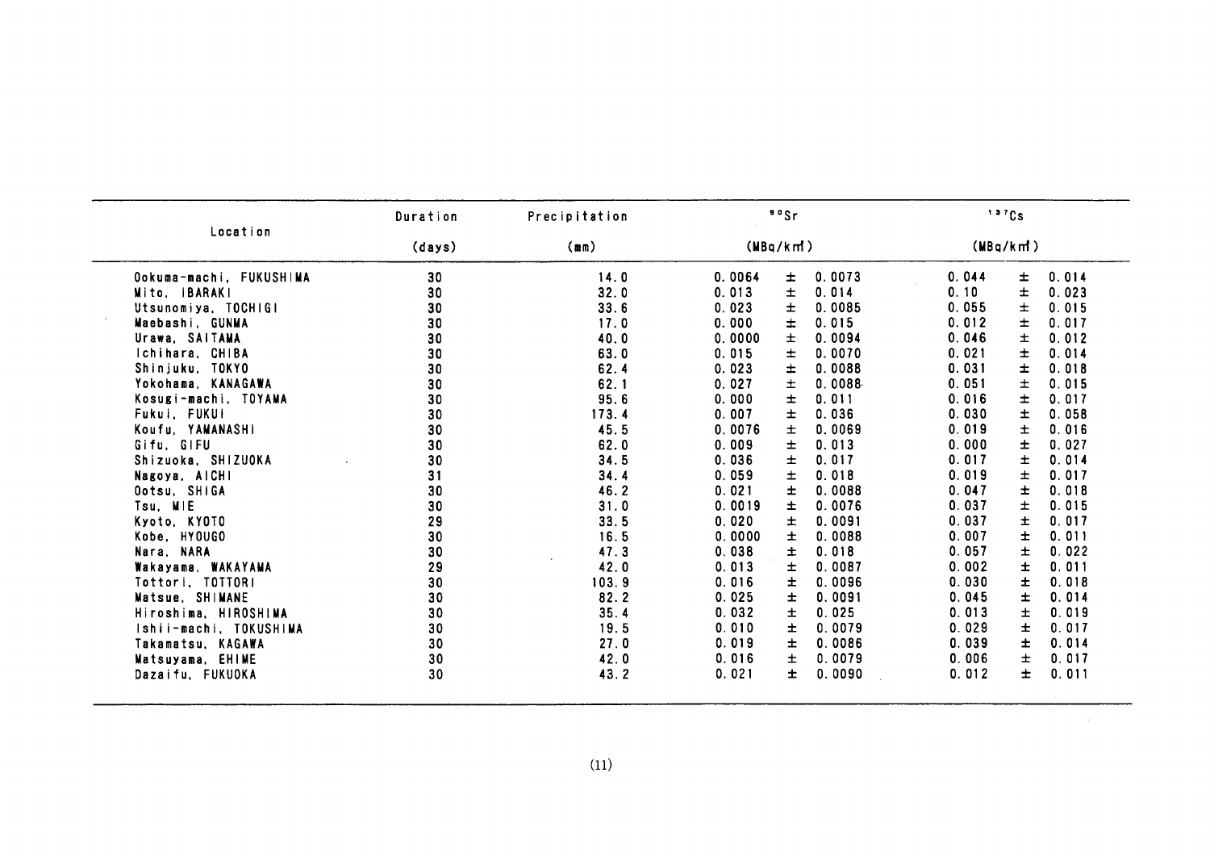| Location | Duration | Precipitation | $^{90}Sr$ | $^{137}Cs$ |
|---|---|---|---|---|
| | (days) | (mm) | (MBq/km²) | (MBq/km²) |
| Ookuma-machi, FUKUSHIMA | 30 | 14.0 | 0.0064 ± 0.0073 | 0.044 ± 0.014 |
| Mito, IBARAKI | 30 | 32.0 | 0.013 ± 0.014 | 0.10 ± 0.023 |
| Utsunomiya, TOCHIGI | 30 | 33.6 | 0.023 ± 0.0085 | 0.055 ± 0.015 |
| Maebashi, GUNMA | 30 | 17.0 | 0.000 ± 0.015 | 0.012 ± 0.017 |
| Urawa, SAITAMA | 30 | 40.0 | 0.0000 ± 0.0094 | 0.046 ± 0.012 |
| Ichihara, CHIBA | 30 | 63.0 | 0.015 ± 0.0070 | 0.021 ± 0.014 |
| Shinjuku, TOKYO | 30 | 62.4 | 0.023 ± 0.0088 | 0.031 ± 0.018 |
| Yokohama, KANAGAWA | 30 | 62.1 | 0.027 ± 0.0088 | 0.051 ± 0.015 |
| Kosugi-machi, TOYAMA | 30 | 95.6 | 0.000 ± 0.011 | 0.016 ± 0.017 |
| Fukui, FUKUI | 30 | 173.4 | 0.007 ± 0.036 | 0.030 ± 0.058 |
| Koufu, YAMANASHI | 30 | 45.5 | 0.0076 ± 0.0069 | 0.019 ± 0.016 |
| Gifu, GIFU | 30 | 62.0 | 0.009 ± 0.013 | 0.000 ± 0.027 |
| Shizuoka, SHIZUOKA | 30 | 34.5 | 0.036 ± 0.017 | 0.017 ± 0.014 |
| Nagoya, AICHI | 31 | 34.4 | 0.059 ± 0.018 | 0.019 ± 0.017 |
| Ootsu, SHIGA | 30 | 46.2 | 0.021 ± 0.0088 | 0.047 ± 0.018 |
| Tsu, MIE | 30 | 31.0 | 0.0019 ± 0.0076 | 0.037 ± 0.015 |
| Kyoto, KYOTO | 29 | 33.5 | 0.020 ± 0.0091 | 0.037 ± 0.017 |
| Kobe, HYOUGO | 30 | 16.5 | 0.0000 ± 0.0088 | 0.007 ± 0.011 |
| Nara, NARA | 30 | 47.3 | 0.038 ± 0.018 | 0.057 ± 0.022 |
| Wakayama, WAKAYAMA | 29 | 42.0 | 0.013 ± 0.0087 | 0.002 ± 0.011 |
| Tottori, TOTTORI | 30 | 103.9 | 0.016 ± 0.0096 | 0.030 ± 0.018 |
| Matsue, SHIMANE | 30 | 82.2 | 0.025 ± 0.0091 | 0.045 ± 0.014 |
| Hiroshima, HIROSHIMA | 30 | 35.4 | 0.032 ± 0.025 | 0.013 ± 0.019 |
| Ishii-machi, TOKUSHIMA | 30 | 19.5 | 0.010 ± 0.0079 | 0.029 ± 0.017 |
| Takamatsu, KAGAWA | 30 | 27.0 | 0.019 ± 0.0086 | 0.039 ± 0.014 |
| Matsuyama, EHIME | 30 | 42.0 | 0.016 ± 0.0079 | 0.006 ± 0.017 |
| Dazaifu, FUKUOKA | 30 | 43.2 | 0.021 ± 0.0090 | 0.012 ± 0.011 |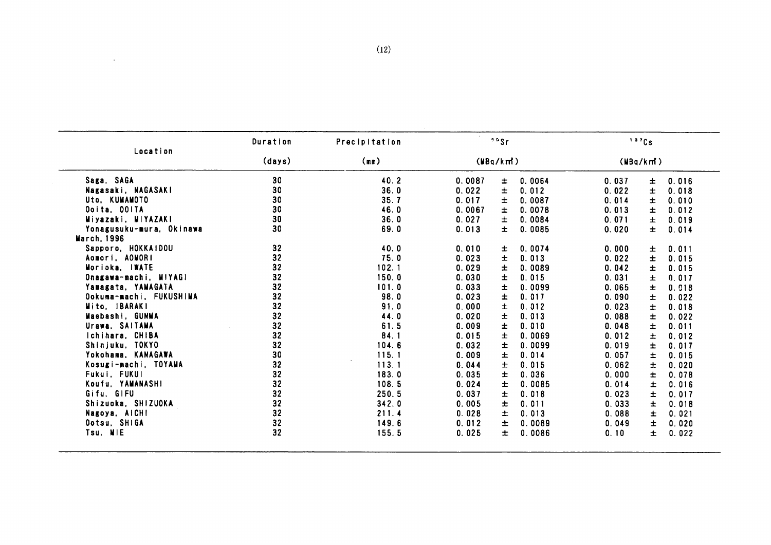| Location | Duration (days) | Precipitation (mm) | $^{90}Sr$ (MBq/km²) | $^{137}Cs$ (MBq/km²) |
|---|---|---|---|---|
| Saga, SAGA | 30 | 40.2 | 0.0087 ± 0.0064 | 0.037 ± 0.016 |
| Nagasaki, NAGASAKI | 30 | 36.0 | 0.022 ± 0.012 | 0.022 ± 0.018 |
| Uto, KUMAMOTO | 30 | 35.7 | 0.017 ± 0.0087 | 0.014 ± 0.010 |
| Ooita, OOITA | 30 | 46.0 | 0.0067 ± 0.0078 | 0.013 ± 0.012 |
| Miyazaki, MIYAZAKI | 30 | 36.0 | 0.027 ± 0.0084 | 0.071 ± 0.019 |
| Yonagusuku-mura, Okinawa | 30 | 69.0 | 0.013 ± 0.0085 | 0.020 ± 0.014 |
| March, 1996 | | | | |
| Sapporo, HOKKAIDOU | 32 | 40.0 | 0.010 ± 0.0074 | 0.000 ± 0.011 |
| Aomori, AOMORI | 32 | 75.0 | 0.023 ± 0.013 | 0.022 ± 0.015 |
| Morioka, IWATE | 32 | 102.1 | 0.029 ± 0.0089 | 0.042 ± 0.015 |
| Onagawa-machi, MIYAGI | 32 | 150.0 | 0.030 ± 0.015 | 0.031 ± 0.017 |
| Yamagata, YAMAGATA | 32 | 101.0 | 0.033 ± 0.0099 | 0.065 ± 0.018 |
| Ookuma-machi, FUKUSHIMA | 32 | 98.0 | 0.023 ± 0.017 | 0.090 ± 0.022 |
| Mito, IBARAKI | 32 | 91.0 | 0.000 ± 0.012 | 0.023 ± 0.018 |
| Maebashi, GUNMA | 32 | 44.0 | 0.020 ± 0.013 | 0.088 ± 0.022 |
| Urawa, SAITAMA | 32 | 61.5 | 0.009 ± 0.010 | 0.048 ± 0.011 |
| Ichihara, CHIBA | 32 | 84.1 | 0.015 ± 0.0069 | 0.012 ± 0.012 |
| Shinjuku, TOKYO | 32 | 104.6 | 0.032 ± 0.0099 | 0.019 ± 0.017 |
| Yokohama, KANAGAWA | 30 | 115.1 | 0.009 ± 0.014 | 0.057 ± 0.015 |
| Kosugi-machi, TOYAMA | 32 | 113.1 | 0.044 ± 0.015 | 0.062 ± 0.020 |
| Fukui, FUKUI | 32 | 183.0 | 0.035 ± 0.036 | 0.000 ± 0.078 |
| Koufu, YAMANASHI | 32 | 108.5 | 0.024 ± 0.0085 | 0.014 ± 0.016 |
| Gifu, GIFU | 32 | 250.5 | 0.037 ± 0.018 | 0.023 ± 0.017 |
| Shizuoka, SHIZUOKA | 32 | 342.0 | 0.005 ± 0.011 | 0.033 ± 0.018 |
| Nagoya, AICHI | 32 | 211.4 | 0.028 ± 0.013 | 0.088 ± 0.021 |
| Ootsu, SHIGA | 32 | 149.6 | 0.012 ± 0.0089 | 0.049 ± 0.020 |
| Tsu, MIE | 32 | 155.5 | 0.025 ± 0.0086 | 0.10 ± 0.022 |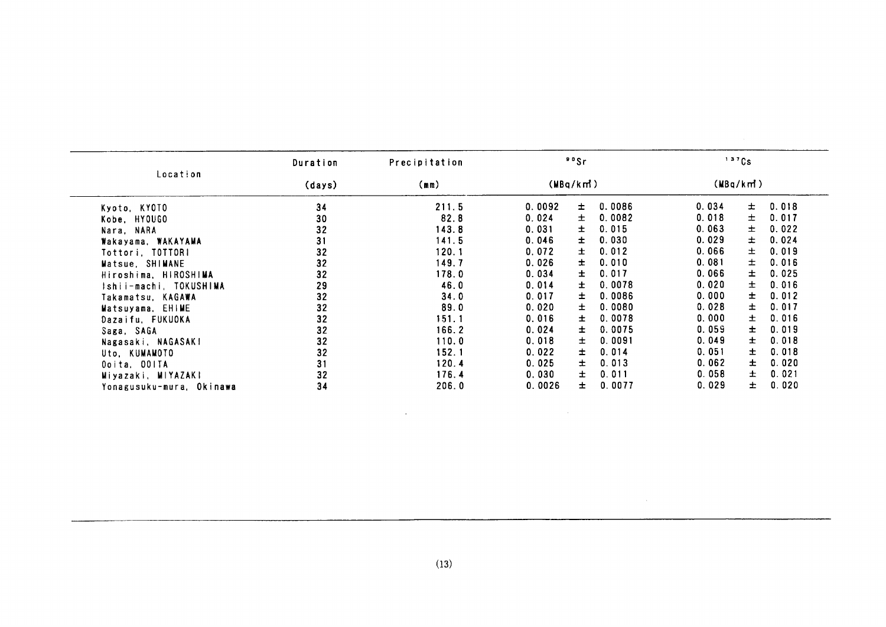| Location | Duration (days) | Precipitation (mm) | $^{90}Sr$ (MBq/km²) | $^{137}Cs$ (MBq/km²) |
|---|---|---|---|---|
| Kyoto, KYOTO | 34 | 211.5 | 0.0092 ± 0.0086 | 0.034 ± 0.018 |
| Kobe, HYOUGO | 30 | 82.8 | 0.024 ± 0.0082 | 0.018 ± 0.017 |
| Nara, NARA | 32 | 143.8 | 0.031 ± 0.015 | 0.063 ± 0.022 |
| Wakayama, WAKAYAMA | 31 | 141.5 | 0.046 ± 0.030 | 0.029 ± 0.024 |
| Tottori, TOTTORI | 32 | 120.1 | 0.072 ± 0.012 | 0.066 ± 0.019 |
| Matsue, SHIMANE | 32 | 149.7 | 0.026 ± 0.010 | 0.081 ± 0.016 |
| Hiroshima, HIROSHIMA | 32 | 178.0 | 0.034 ± 0.017 | 0.066 ± 0.025 |
| Ishii-machi, TOKUSHIMA | 29 | 46.0 | 0.014 ± 0.0078 | 0.020 ± 0.016 |
| Takamatsu, KAGAWA | 32 | 34.0 | 0.017 ± 0.0086 | 0.000 ± 0.012 |
| Matsuyama, EHIME | 32 | 89.0 | 0.020 ± 0.0080 | 0.028 ± 0.017 |
| Dazaifu, FUKUOKA | 32 | 151.1 | 0.016 ± 0.0078 | 0.000 ± 0.016 |
| Saga, SAGA | 32 | 166.2 | 0.024 ± 0.0075 | 0.059 ± 0.019 |
| Nagasaki, NAGASAKI | 32 | 110.0 | 0.018 ± 0.0091 | 0.049 ± 0.018 |
| Uto, KUMAMOTO | 32 | 152.1 | 0.022 ± 0.014 | 0.051 ± 0.018 |
| Ooita, OOITA | 31 | 120.4 | 0.025 ± 0.013 | 0.062 ± 0.020 |
| Miyazaki, MIYAZAKI | 32 | 176.4 | 0.030 ± 0.011 | 0.058 ± 0.021 |
| Yonagusuku-mura, Okinawa | 34 | 206.0 | 0.0026 ± 0.0077 | 0.029 ± 0.020 |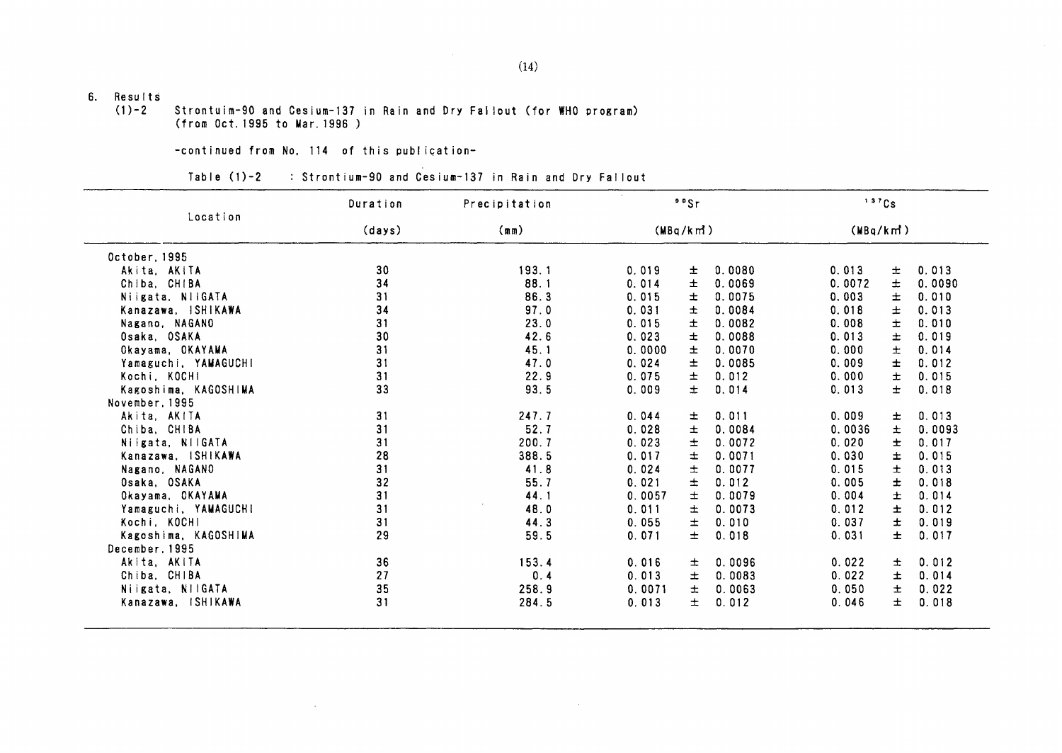6. Results

(1)-2 Strontuim-90 and Cesium-137 in Rain and Dry Fallout (for WHO program) (from Oct. 1995 to Mar. 1996 )

-continued from No, 114 of this publication-

Table (1)-2 : Strontium-90 and Cesium-137 in Rain and Dry Fallout

| Location | Duration (days) | Precipitation (mm) | $^{90}Sr$ (MBq/km²) | $^{137}Cs$ (MBq/km²) |
|---|---|---|---|---|
| October, 1995 | | | | |
| Akita, AKITA | 30 | 193.1 | 0.019 ± 0.0080 | 0.013 ± 0.013 |
| Chiba, CHIBA | 34 | 88.1 | 0.014 ± 0.0069 | 0.0072 ± 0.0090 |
| Niigata, NIIGATA | 31 | 86.3 | 0.015 ± 0.0075 | 0.003 ± 0.010 |
| Kanazawa, ISHIKAWA | 34 | 97.0 | 0.031 ± 0.0084 | 0.018 ± 0.013 |
| Nagano, NAGANO | 31 | 23.0 | 0.015 ± 0.0082 | 0.008 ± 0.010 |
| Osaka, OSAKA | 30 | 42.6 | 0.023 ± 0.0088 | 0.013 ± 0.019 |
| Okayama, OKAYAMA | 31 | 45.1 | 0.0000 ± 0.0070 | 0.000 ± 0.014 |
| Yamaguchi, YAMAGUCHI | 31 | 47.0 | 0.024 ± 0.0085 | 0.009 ± 0.012 |
| Kochi, KOCHI | 31 | 22.9 | 0.075 ± 0.012 | 0.000 ± 0.015 |
| Kagoshima, KAGOSHIMA | 33 | 93.5 | 0.009 ± 0.014 | 0.013 ± 0.018 |
| November, 1995 | | | | |
| Akita, AKITA | 31 | 247.7 | 0.044 ± 0.011 | 0.009 ± 0.013 |
| Chiba, CHIBA | 31 | 52.7 | 0.028 ± 0.0084 | 0.0036 ± 0.0093 |
| Niigata, NIIGATA | 31 | 200.7 | 0.023 ± 0.0072 | 0.020 ± 0.017 |
| Kanazawa, ISHIKAWA | 28 | 388.5 | 0.017 ± 0.0071 | 0.030 ± 0.015 |
| Nagano, NAGANO | 31 | 41.8 | 0.024 ± 0.0077 | 0.015 ± 0.013 |
| Osaka, OSAKA | 32 | 55.7 | 0.021 ± 0.012 | 0.005 ± 0.018 |
| Okayama, OKAYAMA | 31 | 44.1 | 0.0057 ± 0.0079 | 0.004 ± 0.014 |
| Yamaguchi, YAMAGUCHI | 31 | 48.0 | 0.011 ± 0.0073 | 0.012 ± 0.012 |
| Kochi, KOCHI | 31 | 44.3 | 0.055 ± 0.010 | 0.037 ± 0.019 |
| Kagoshima, KAGOSHIMA | 29 | 59.5 | 0.071 ± 0.018 | 0.031 ± 0.017 |
| December, 1995 | | | | |
| Akita, AKITA | 36 | 153.4 | 0.016 ± 0.0096 | 0.022 ± 0.012 |
| Chiba, CHIBA | 27 | 0.4 | 0.013 ± 0.0083 | 0.022 ± 0.014 |
| Niigata, NIIGATA | 35 | 258.9 | 0.0071 ± 0.0063 | 0.050 ± 0.022 |
| Kanazawa, ISHIKAWA | 31 | 284.5 | 0.013 ± 0.012 | 0.046 ± 0.018 |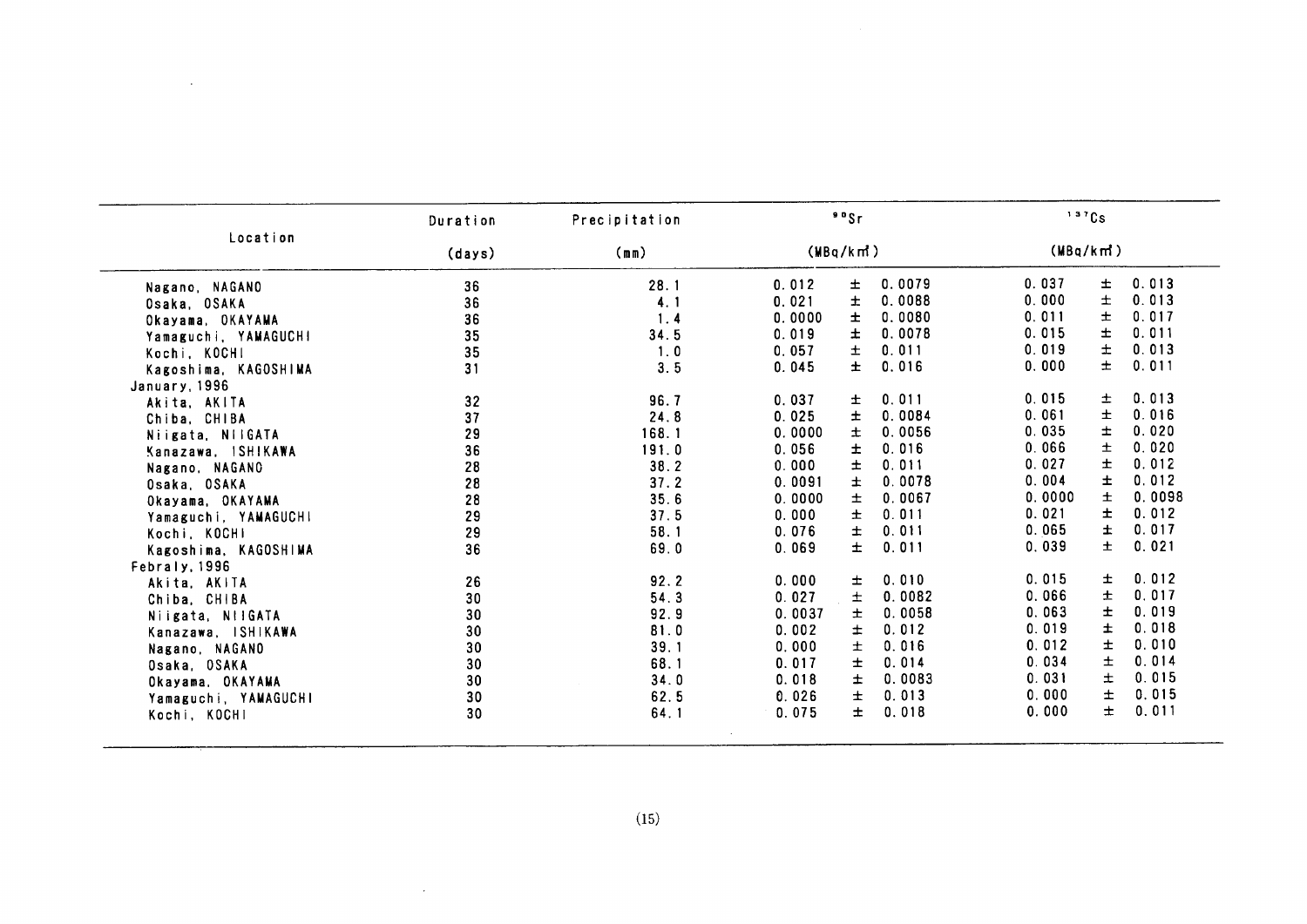| Location | Duration (days) | Precipitation (mm) | $^{90}Sr$ (MBq/km²) | $^{137}Cs$ (MBq/km²) |
|---|---|---|---|---|
| Nagano, NAGANO | 36 | 28.1 | 0.012 ± 0.0079 | 0.037 ± 0.013 |
| Osaka, OSAKA | 36 | 4.1 | 0.021 ± 0.0088 | 0.000 ± 0.013 |
| Okayama, OKAYAMA | 36 | 1.4 | 0.0000 ± 0.0080 | 0.011 ± 0.017 |
| Yamaguchi, YAMAGUCHI | 35 | 34.5 | 0.019 ± 0.0078 | 0.015 ± 0.011 |
| Kochi, KOCHI | 35 | 1.0 | 0.057 ± 0.011 | 0.019 ± 0.013 |
| Kagoshima, KAGOSHIMA | 31 | 3.5 | 0.045 ± 0.016 | 0.000 ± 0.011 |
| January, 1996 | | | | |
| Akita, AKITA | 32 | 96.7 | 0.037 ± 0.011 | 0.015 ± 0.013 |
| Chiba, CHIBA | 37 | 24.8 | 0.025 ± 0.0084 | 0.061 ± 0.016 |
| Niigata, NIIGATA | 29 | 168.1 | 0.0000 ± 0.0056 | 0.035 ± 0.020 |
| Kanazawa, ISHIKAWA | 36 | 191.0 | 0.056 ± 0.016 | 0.066 ± 0.020 |
| Nagano, NAGANO | 28 | 38.2 | 0.000 ± 0.011 | 0.027 ± 0.012 |
| Osaka, OSAKA | 28 | 37.2 | 0.0091 ± 0.0078 | 0.004 ± 0.012 |
| Okayama, OKAYAMA | 28 | 35.6 | 0.0000 ± 0.0067 | 0.0000 ± 0.0098 |
| Yamaguchi, YAMAGUCHI | 29 | 37.5 | 0.000 ± 0.011 | 0.021 ± 0.012 |
| Kochi, KOCHI | 29 | 58.1 | 0.076 ± 0.011 | 0.065 ± 0.017 |
| Kagoshima, KAGOSHIMA | 36 | 69.0 | 0.069 ± 0.011 | 0.039 ± 0.021 |
| Febraly, 1996 | | | | |
| Akita, AKITA | 26 | 92.2 | 0.000 ± 0.010 | 0.015 ± 0.012 |
| Chiba, CHIBA | 30 | 54.3 | 0.027 ± 0.0082 | 0.066 ± 0.017 |
| Niigata, NIIGATA | 30 | 92.9 | 0.0037 ± 0.0058 | 0.063 ± 0.019 |
| Kanazawa, ISHIKAWA | 30 | 81.0 | 0.002 ± 0.012 | 0.019 ± 0.018 |
| Nagano, NAGANO | 30 | 39.1 | 0.000 ± 0.016 | 0.012 ± 0.010 |
| Osaka, OSAKA | 30 | 68.1 | 0.017 ± 0.014 | 0.034 ± 0.014 |
| Okayama, OKAYAMA | 30 | 34.0 | 0.018 ± 0.0083 | 0.031 ± 0.015 |
| Yamaguchi, YAMAGUCHI | 30 | 62.5 | 0.026 ± 0.013 | 0.000 ± 0.015 |
| Kochi, KOCHI | 30 | 64.1 | 0.075 ± 0.018 | 0.000 ± 0.011 |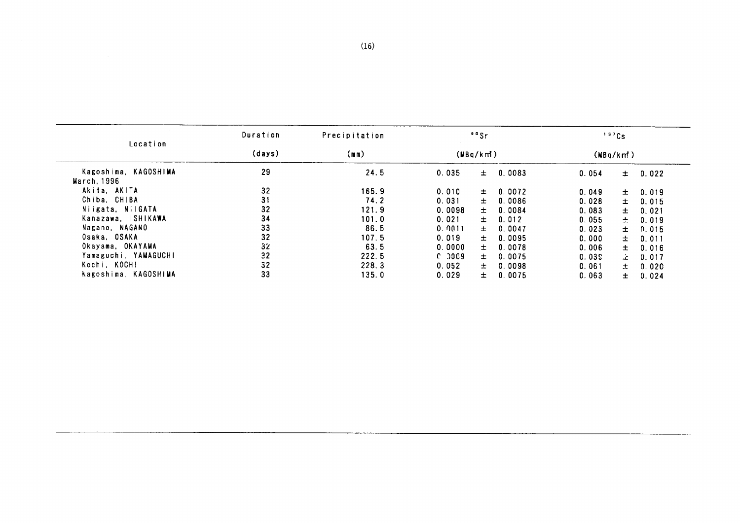| Location | Duration (days) | Precipitation (mm) | $^{90}Sr$ (MBq/km²) | $^{137}Cs$ (MBq/km²) |
|---|---|---|---|---|
| Kagoshima, KAGOSHIMA | 29 | 24.5 | 0.035 ± 0.0083 | 0.054 ± 0.022 |
| March, 1996 | | | | |
| Akita, AKITA | 32 | 165.9 | 0.010 ± 0.0072 | 0.049 ± 0.019 |
| Chiba, CHIBA | 31 | 74.2 | 0.031 ± 0.0086 | 0.028 ± 0.015 |
| Niigata, NIIGATA | 32 | 121.9 | 0.0098 ± 0.0084 | 0.083 ± 0.021 |
| Kanazawa, ISHIKAWA | 34 | 101.0 | 0.021 ± 0.012 | 0.055 ± 0.019 |
| Nagano, NAGANO | 33 | 86.5 | 0.0011 ± 0.0047 | 0.023 ± 0.015 |
| Osaka, OSAKA | 32 | 107.5 | 0.019 ± 0.0095 | 0.000 ± 0.011 |
| Okayama, OKAYAMA | 32 | 63.5 | 0.0000 ± 0.0078 | 0.006 ± 0.016 |
| Yamaguchi, YAMAGUCHI | 32 | 222.5 | 0.0069 ± 0.0075 | 0.039 ± 0.017 |
| Kochi, KOCHI | 32 | 228.3 | 0.052 ± 0.0098 | 0.061 ± 0.020 |
| Kagoshima, KAGOSHIMA | 33 | 135.0 | 0.029 ± 0.0075 | 0.063 ± 0.024 |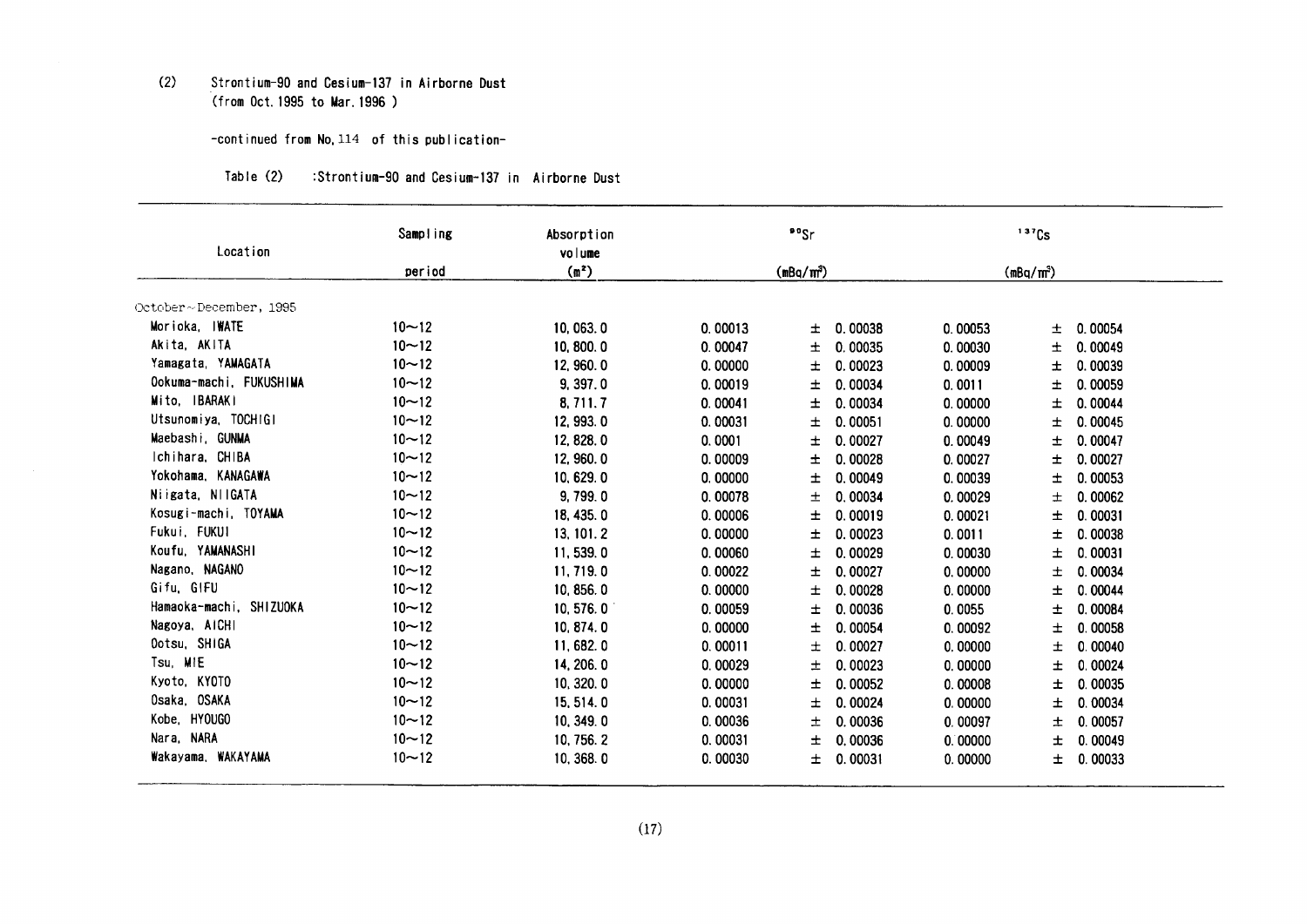(2) Strontium-90 and Cesium-137 in Airborne Dust
(from Oct.1995 to Mar.1996 )

-continued from No,114 of this publication-

Table (2) :Strontium-90 and Cesium-137 in Airborne Dust

| Location | Sampling period | Absorption volume ($m^3$) | $^{90}Sr$ ($mBq/m^3$) | | $^{137}Cs$ ($mBq/m^3$) | |
|---|---|---|---|---|---|---|
| October～December, 1995 | | | | | | |
| Morioka, IWATE | 10～12 | 10,063.0 | 0.00013 | ± 0.00038 | 0.00053 | ± 0.00054 |
| Akita, AKITA | 10～12 | 10,800.0 | 0.00047 | ± 0.00035 | 0.00030 | ± 0.00049 |
| Yamagata, YAMAGATA | 10～12 | 12,960.0 | 0.00000 | ± 0.00023 | 0.00009 | ± 0.00039 |
| Ookuma-machi, FUKUSHIMA | 10～12 | 9,397.0 | 0.00019 | ± 0.00034 | 0.0011 | ± 0.00059 |
| Mito, IBARAKI | 10～12 | 8,711.7 | 0.00041 | ± 0.00034 | 0.00000 | ± 0.00044 |
| Utsunomiya, TOCHIGI | 10～12 | 12,993.0 | 0.00031 | ± 0.00051 | 0.00000 | ± 0.00045 |
| Maebashi, GUNMA | 10～12 | 12,828.0 | 0.0001 | ± 0.00027 | 0.00049 | ± 0.00047 |
| Ichihara, CHIBA | 10～12 | 12,960.0 | 0.00009 | ± 0.00028 | 0.00027 | ± 0.00027 |
| Yokohama, KANAGAWA | 10～12 | 10,629.0 | 0.00000 | ± 0.00049 | 0.00039 | ± 0.00053 |
| Niigata, NIIGATA | 10～12 | 9,799.0 | 0.00078 | ± 0.00034 | 0.00029 | ± 0.00062 |
| Kosugi-machi, TOYAMA | 10～12 | 18,435.0 | 0.00006 | ± 0.00019 | 0.00021 | ± 0.00031 |
| Fukui, FUKUI | 10～12 | 13,101.2 | 0.00000 | ± 0.00023 | 0.0011 | ± 0.00038 |
| Koufu, YAMANASHI | 10～12 | 11,539.0 | 0.00060 | ± 0.00029 | 0.00030 | ± 0.00031 |
| Nagano, NAGANO | 10～12 | 11,719.0 | 0.00022 | ± 0.00027 | 0.00000 | ± 0.00034 |
| Gifu, GIFU | 10～12 | 10,856.0 | 0.00000 | ± 0.00028 | 0.00000 | ± 0.00044 |
| Hamaoka-machi, SHIZUOKA | 10～12 | 10,576.0 | 0.00059 | ± 0.00036 | 0.0055 | ± 0.00084 |
| Nagoya, AICHI | 10～12 | 10,874.0 | 0.00000 | ± 0.00054 | 0.00092 | ± 0.00058 |
| Ootsu, SHIGA | 10～12 | 11,682.0 | 0.00011 | ± 0.00027 | 0.00000 | ± 0.00040 |
| Tsu, MIE | 10～12 | 14,206.0 | 0.00029 | ± 0.00023 | 0.00000 | ± 0.00024 |
| Kyoto, KYOTO | 10～12 | 10,320.0 | 0.00000 | ± 0.00052 | 0.00008 | ± 0.00035 |
| Osaka, OSAKA | 10～12 | 15,514.0 | 0.00031 | ± 0.00024 | 0.00000 | ± 0.00034 |
| Kobe, HYOUGO | 10～12 | 10,349.0 | 0.00036 | ± 0.00036 | 0.00097 | ± 0.00057 |
| Nara, NARA | 10～12 | 10,756.2 | 0.00031 | ± 0.00036 | 0.00000 | ± 0.00049 |
| Wakayama, WAKAYAMA | 10～12 | 10,368.0 | 0.00030 | ± 0.00031 | 0.00000 | ± 0.00033 |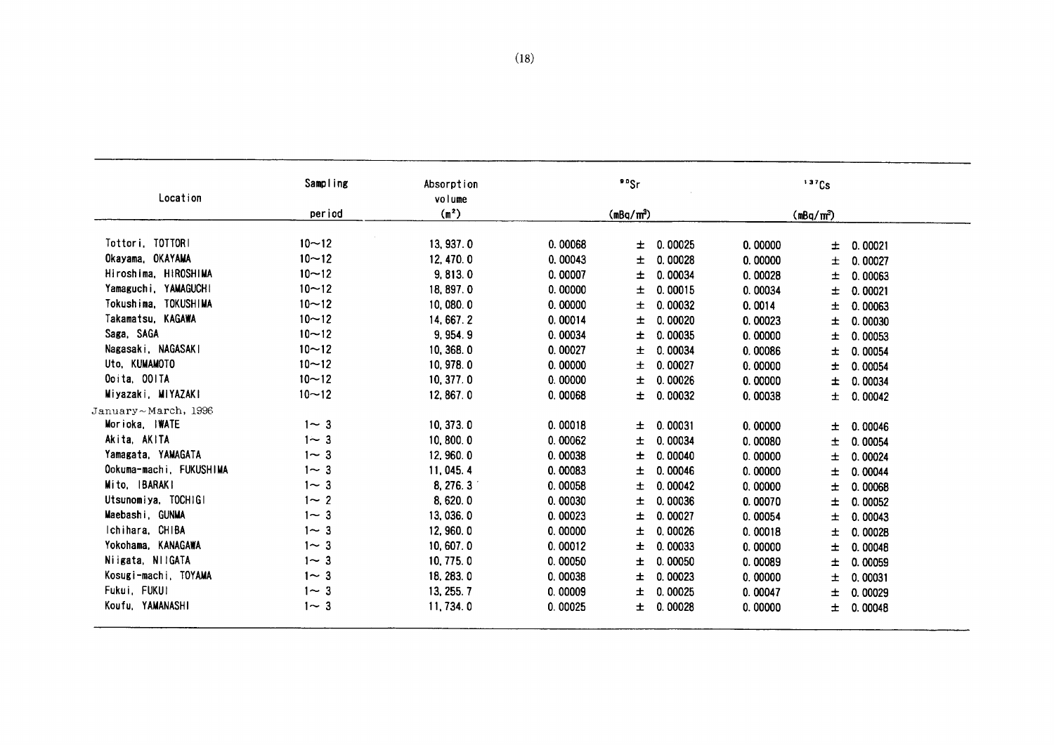| Location | Sampling period | Absorption volume ($m^3$) | $^{90}Sr$ ($mBq/m^3$) | | $^{137}Cs$ ($mBq/m^3$) | |
|---|---|---|---|---|---|---|
| Tottori, TOTTORI | 10～12 | 13,937.0 | 0.00068 | ± 0.00025 | 0.00000 | ± 0.00021 |
| Okayama, OKAYAMA | 10～12 | 12,470.0 | 0.00043 | ± 0.00028 | 0.00000 | ± 0.00027 |
| Hiroshima, HIROSHIMA | 10～12 | 9,813.0 | 0.00007 | ± 0.00034 | 0.00028 | ± 0.00063 |
| Yamaguchi, YAMAGUCHI | 10～12 | 18,897.0 | 0.00000 | ± 0.00015 | 0.00034 | ± 0.00021 |
| Tokushima, TOKUSHIMA | 10～12 | 10,080.0 | 0.00000 | ± 0.00032 | 0.0014 | ± 0.00063 |
| Takamatsu, KAGAWA | 10～12 | 14,667.2 | 0.00014 | ± 0.00020 | 0.00023 | ± 0.00030 |
| Saga, SAGA | 10～12 | 9,954.9 | 0.00034 | ± 0.00035 | 0.00000 | ± 0.00053 |
| Nagasaki, NAGASAKI | 10～12 | 10,368.0 | 0.00027 | ± 0.00034 | 0.00086 | ± 0.00054 |
| Uto, KUMAMOTO | 10～12 | 10,978.0 | 0.00000 | ± 0.00027 | 0.00000 | ± 0.00054 |
| Ooita, OOITA | 10～12 | 10,377.0 | 0.00000 | ± 0.00026 | 0.00000 | ± 0.00034 |
| Miyazaki, MIYAZAKI | 10～12 | 12,867.0 | 0.00068 | ± 0.00032 | 0.00038 | ± 0.00042 |
| January～March, 1996 | | | | | | |
| Morioka, IWATE | 1～3 | 10,373.0 | 0.00018 | ± 0.00031 | 0.00000 | ± 0.00046 |
| Akita, AKITA | 1～3 | 10,800.0 | 0.00062 | ± 0.00034 | 0.00080 | ± 0.00054 |
| Yamagata, YAMAGATA | 1～3 | 12,960.0 | 0.00038 | ± 0.00040 | 0.00000 | ± 0.00024 |
| Ookuma-machi, FUKUSHIMA | 1～3 | 11,045.4 | 0.00083 | ± 0.00046 | 0.00000 | ± 0.00044 |
| Mito, IBARAKI | 1～3 | 8,276.3 | 0.00058 | ± 0.00042 | 0.00000 | ± 0.00068 |
| Utsunomiya, TOCHIGI | 1～2 | 8,620.0 | 0.00030 | ± 0.00036 | 0.00070 | ± 0.00052 |
| Maebashi, GUNMA | 1～3 | 13,036.0 | 0.00023 | ± 0.00027 | 0.00054 | ± 0.00043 |
| Ichihara, CHIBA | 1～3 | 12,960.0 | 0.00000 | ± 0.00026 | 0.00018 | ± 0.00028 |
| Yokohama, KANAGAWA | 1～3 | 10,607.0 | 0.00012 | ± 0.00033 | 0.00000 | ± 0.00048 |
| Niigata, NIIGATA | 1～3 | 10,775.0 | 0.00050 | ± 0.00050 | 0.00089 | ± 0.00059 |
| Kosugi-machi, TOYAMA | 1～3 | 18,283.0 | 0.00038 | ± 0.00023 | 0.00000 | ± 0.00031 |
| Fukui, FUKUI | 1～3 | 13,255.7 | 0.00009 | ± 0.00025 | 0.00047 | ± 0.00029 |
| Koufu, YAMANASHI | 1～3 | 11,734.0 | 0.00025 | ± 0.00028 | 0.00000 | ± 0.00048 |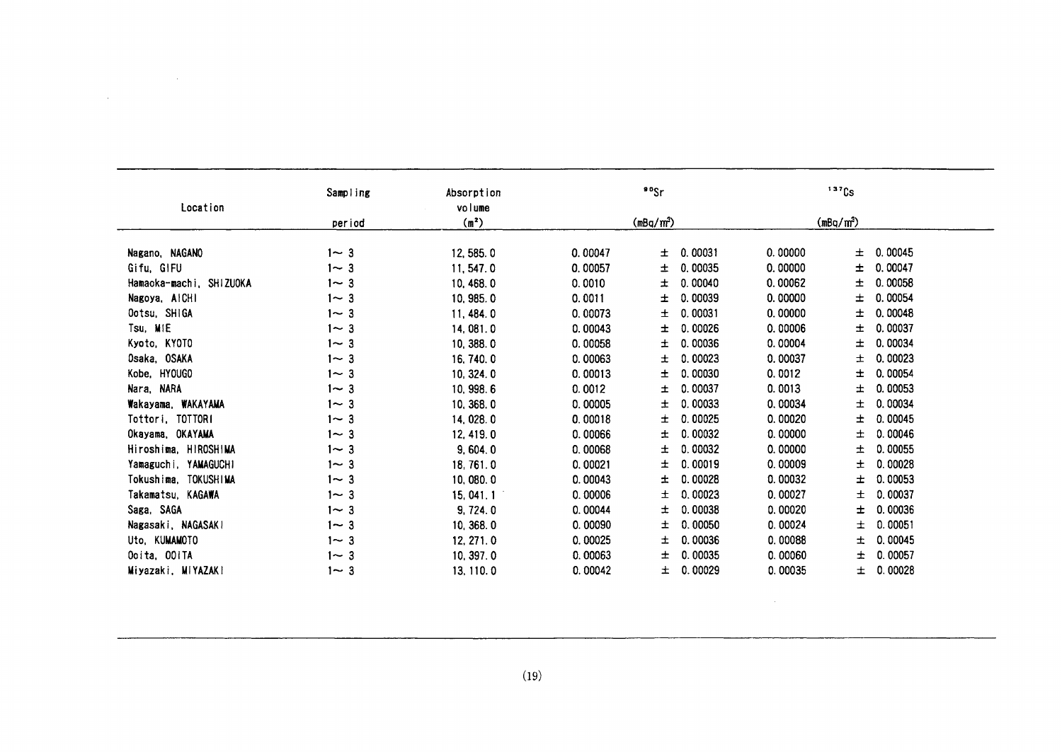| Location | Sampling period | Absorption volume ($m^3$) | $^{90}Sr$ ($mBq/m^3$) | | $^{137}Cs$ ($mBq/m^3$) | |
|---|---|---|---|---|---|---|
| Nagano, NAGANO | 1～3 | 12,585.0 | 0.00047 | ± 0.00031 | 0.00000 | ± 0.00045 |
| Gifu, GIFU | 1～3 | 11,547.0 | 0.00057 | ± 0.00035 | 0.00000 | ± 0.00047 |
| Hamaoka-machi, SHIZUOKA | 1～3 | 10,468.0 | 0.0010 | ± 0.00040 | 0.00062 | ± 0.00058 |
| Nagoya, AICHI | 1～3 | 10,985.0 | 0.0011 | ± 0.00039 | 0.00000 | ± 0.00054 |
| Ootsu, SHIGA | 1～3 | 11,484.0 | 0.00073 | ± 0.00031 | 0.00000 | ± 0.00048 |
| Tsu, MIE | 1～3 | 14,081.0 | 0.00043 | ± 0.00026 | 0.00006 | ± 0.00037 |
| Kyoto, KYOTO | 1～3 | 10,388.0 | 0.00058 | ± 0.00036 | 0.00004 | ± 0.00034 |
| Osaka, OSAKA | 1～3 | 16,740.0 | 0.00063 | ± 0.00023 | 0.00037 | ± 0.00023 |
| Kobe, HYOUGO | 1～3 | 10,324.0 | 0.00013 | ± 0.00030 | 0.0012 | ± 0.00054 |
| Nara, NARA | 1～3 | 10,998.6 | 0.0012 | ± 0.00037 | 0.0013 | ± 0.00053 |
| Wakayama, WAKAYAMA | 1～3 | 10,368.0 | 0.00005 | ± 0.00033 | 0.00034 | ± 0.00034 |
| Tottori, TOTTORI | 1～3 | 14,028.0 | 0.00018 | ± 0.00025 | 0.00020 | ± 0.00045 |
| Okayama, OKAYAMA | 1～3 | 12,419.0 | 0.00066 | ± 0.00032 | 0.00000 | ± 0.00046 |
| Hiroshima, HIROSHIMA | 1～3 | 9,604.0 | 0.00068 | ± 0.00032 | 0.00000 | ± 0.00055 |
| Yamaguchi, YAMAGUCHI | 1～3 | 18,761.0 | 0.00021 | ± 0.00019 | 0.00009 | ± 0.00028 |
| Tokushima, TOKUSHIMA | 1～3 | 10,080.0 | 0.00043 | ± 0.00028 | 0.00032 | ± 0.00053 |
| Takamatsu, KAGAWA | 1～3 | 15,041.1 | 0.00006 | ± 0.00023 | 0.00027 | ± 0.00037 |
| Saga, SAGA | 1～3 | 9,724.0 | 0.00044 | ± 0.00038 | 0.00020 | ± 0.00036 |
| Nagasaki, NAGASAKI | 1～3 | 10,368.0 | 0.00090 | ± 0.00050 | 0.00024 | ± 0.00051 |
| Uto, KUMAMOTO | 1～3 | 12,271.0 | 0.00025 | ± 0.00036 | 0.00088 | ± 0.00045 |
| Ooita, OOITA | 1～3 | 10,397.0 | 0.00063 | ± 0.00035 | 0.00060 | ± 0.00057 |
| Miyazaki, MIYAZAKI | 1～3 | 13,110.0 | 0.00042 | ± 0.00029 | 0.00035 | ± 0.00028 |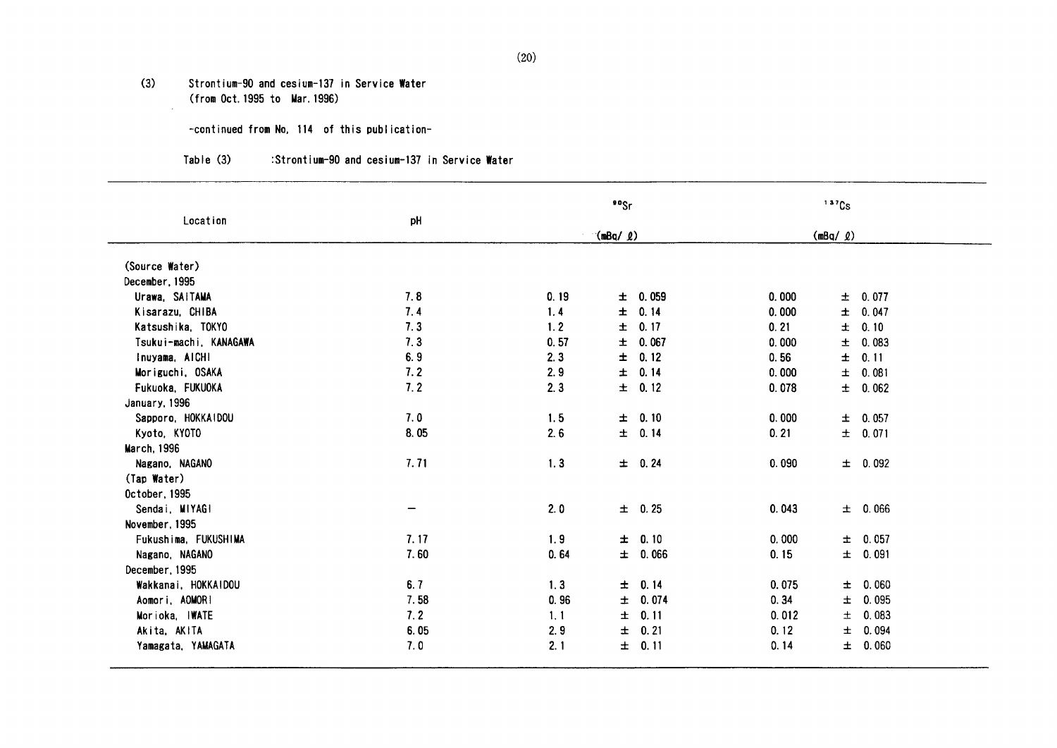(3) Strontium-90 and cesium-137 in Service Water (from Oct. 1995 to Mar. 1996)

-continued from No. 114 of this publication-

Table (3) :Strontium-90 and cesium-137 in Service Water

| Location | pH | $^{90}Sr$ (mBq/ℓ) | | $^{137}Cs$ (mBq/ℓ) | |
|---|---|---|---|---|---|
| (Source Water) | | | | | |
| December, 1995 | | | | | |
| Urawa, SAITAMA | 7.8 | 0.19 | ± 0.059 | 0.000 | ± 0.077 |
| Kisarazu, CHIBA | 7.4 | 1.4 | ± 0.14 | 0.000 | ± 0.047 |
| Katsushika, TOKYO | 7.3 | 1.2 | ± 0.17 | 0.21 | ± 0.10 |
| Tsukui-machi, KANAGAWA | 7.3 | 0.57 | ± 0.067 | 0.000 | ± 0.083 |
| Inuyama, AICHI | 6.9 | 2.3 | ± 0.12 | 0.56 | ± 0.11 |
| Moriguchi, OSAKA | 7.2 | 2.9 | ± 0.14 | 0.000 | ± 0.081 |
| Fukuoka, FUKUOKA | 7.2 | 2.3 | ± 0.12 | 0.078 | ± 0.062 |
| January, 1996 | | | | | |
| Sapporo, HOKKAIDOU | 7.0 | 1.5 | ± 0.10 | 0.000 | ± 0.057 |
| Kyoto, KYOTO | 8.05 | 2.6 | ± 0.14 | 0.21 | ± 0.071 |
| March, 1996 | | | | | |
| Nagano, NAGANO | 7.71 | 1.3 | ± 0.24 | 0.090 | ± 0.092 |
| (Tap Water) | | | | | |
| October, 1995 | | | | | |
| Sendai, MIYAGI | — | 2.0 | ± 0.25 | 0.043 | ± 0.066 |
| November, 1995 | | | | | |
| Fukushima, FUKUSHIMA | 7.17 | 1.9 | ± 0.10 | 0.000 | ± 0.057 |
| Nagano, NAGANO | 7.60 | 0.64 | ± 0.066 | 0.15 | ± 0.091 |
| December, 1995 | | | | | |
| Wakkanai, HOKKAIDOU | 6.7 | 1.3 | ± 0.14 | 0.075 | ± 0.060 |
| Aomori, AOMORI | 7.58 | 0.96 | ± 0.074 | 0.34 | ± 0.095 |
| Morioka, IWATE | 7.2 | 1.1 | ± 0.11 | 0.012 | ± 0.083 |
| Akita, AKITA | 6.05 | 2.9 | ± 0.21 | 0.12 | ± 0.094 |
| Yamagata, YAMAGATA | 7.0 | 2.1 | ± 0.11 | 0.14 | ± 0.060 |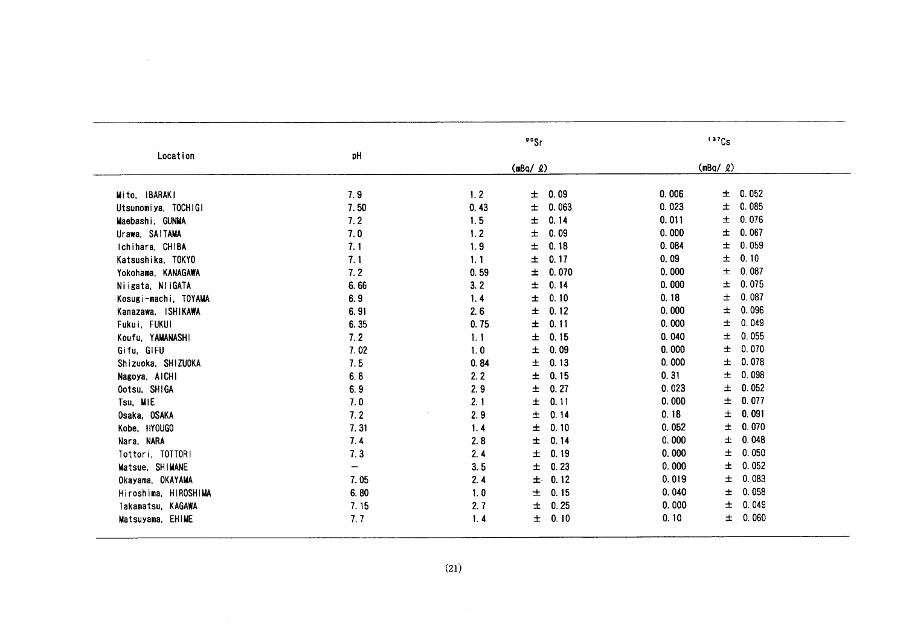| Location | pH | $^{90}Sr$ (mBq/ℓ) | $^{137}Cs$ (mBq/ℓ) |
|---|---|---|---|
| Mito, IBARAKI | 7.9 | 1.2 ± 0.09 | 0.006 ± 0.052 |
| Utsunomiya, TOCHIGI | 7.50 | 0.43 ± 0.063 | 0.023 ± 0.085 |
| Maebashi, GUNMA | 7.2 | 1.5 ± 0.14 | 0.011 ± 0.076 |
| Urawa, SAITAMA | 7.0 | 1.2 ± 0.09 | 0.000 ± 0.067 |
| Ichihara, CHIBA | 7.1 | 1.9 ± 0.18 | 0.084 ± 0.059 |
| Katsushika, TOKYO | 7.1 | 1.1 ± 0.17 | 0.09 ± 0.10 |
| Yokohama, KANAGAWA | 7.2 | 0.59 ± 0.070 | 0.000 ± 0.087 |
| Niigata, NIIGATA | 6.66 | 3.2 ± 0.14 | 0.000 ± 0.075 |
| Kosugi-machi, TOYAMA | 6.9 | 1.4 ± 0.10 | 0.18 ± 0.087 |
| Kanazawa, ISHIKAWA | 6.91 | 2.6 ± 0.12 | 0.000 ± 0.096 |
| Fukui, FUKUI | 6.35 | 0.75 ± 0.11 | 0.000 ± 0.049 |
| Koufu, YAMANASHI | 7.2 | 1.1 ± 0.15 | 0.040 ± 0.055 |
| Gifu, GIFU | 7.02 | 1.0 ± 0.09 | 0.000 ± 0.070 |
| Shizuoka, SHIZUOKA | 7.5 | 0.84 ± 0.13 | 0.000 ± 0.078 |
| Nagoya, AICHI | 6.8 | 2.2 ± 0.15 | 0.31 ± 0.098 |
| Ootsu, SHIGA | 6.9 | 2.9 ± 0.27 | 0.023 ± 0.052 |
| Tsu, MIE | 7.0 | 2.1 ± 0.11 | 0.000 ± 0.077 |
| Osaka, OSAKA | 7.2 | 2.9 ± 0.14 | 0.18 ± 0.091 |
| Kobe, HYOUGO | 7.31 | 1.4 ± 0.10 | 0.052 ± 0.070 |
| Nara, NARA | 7.4 | 2.8 ± 0.14 | 0.000 ± 0.048 |
| Tottori, TOTTORI | 7.3 | 2.4 ± 0.19 | 0.000 ± 0.050 |
| Matsue, SHIMANE | − | 3.5 ± 0.23 | 0.000 ± 0.052 |
| Okayama, OKAYAMA | 7.05 | 2.4 ± 0.12 | 0.019 ± 0.083 |
| Hiroshima, HIROSHIMA | 6.80 | 1.0 ± 0.15 | 0.040 ± 0.058 |
| Takamatsu, KAGAWA | 7.15 | 2.7 ± 0.25 | 0.000 ± 0.049 |
| Matsuyama, EHIME | 7.7 | 1.4 ± 0.10 | 0.10 ± 0.060 |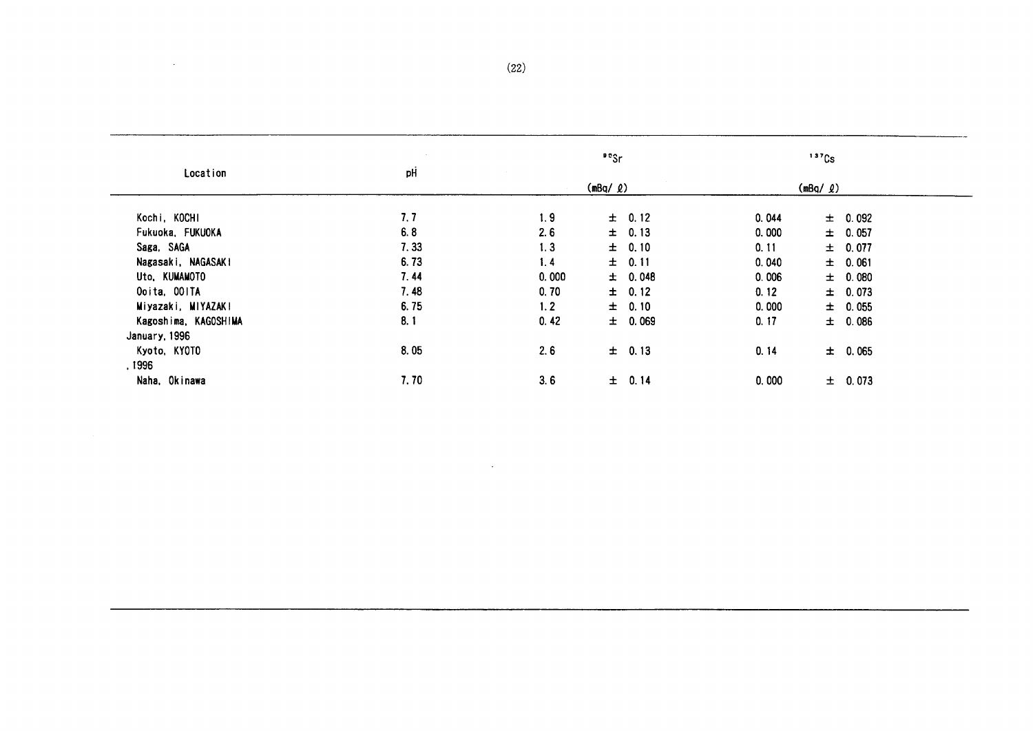| Location | pH | $^{90}Sr$ (mBq/ℓ) | | $^{137}Cs$ (mBq/ℓ) | |
|---|---|---|---|---|---|
| Kochi, KOCHI | 7.7 | 1.9 | ± 0.12 | 0.044 | ± 0.092 |
| Fukuoka, FUKUOKA | 6.8 | 2.6 | ± 0.13 | 0.000 | ± 0.057 |
| Saga, SAGA | 7.33 | 1.3 | ± 0.10 | 0.11 | ± 0.077 |
| Nagasaki, NAGASAKI | 6.73 | 1.4 | ± 0.11 | 0.040 | ± 0.061 |
| Uto, KUMAMOTO | 7.44 | 0.000 | ± 0.048 | 0.006 | ± 0.080 |
| Ooita, OOITA | 7.48 | 0.70 | ± 0.12 | 0.12 | ± 0.073 |
| Miyazaki, MIYAZAKI | 6.75 | 1.2 | ± 0.10 | 0.000 | ± 0.055 |
| Kagoshima, KAGOSHIMA | 8.1 | 0.42 | ± 0.069 | 0.17 | ± 0.086 |
| January, 1996 | | | | | |
| Kyoto, KYOTO | 8.05 | 2.6 | ± 0.13 | 0.14 | ± 0.065 |
| , 1996 | | | | | |
| Naha, Okinawa | 7.70 | 3.6 | ± 0.14 | 0.000 | ± 0.073 |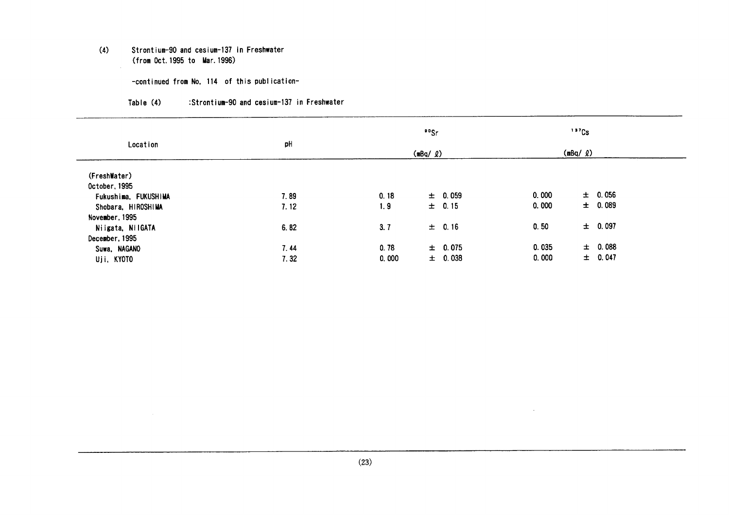(4) Strontium-90 and cesium-137 in Freshwater
(from Oct. 1995 to Mar. 1996)

-continued from No. 114 of this publication-

Table (4) :Strontium-90 and cesium-137 in Freshwater

| Location | pH | $^{90}Sr$ (mBq/ℓ) | | $^{137}Cs$ (mBq/ℓ) | |
|---|---|---|---|---|---|
| (FreshWater) | | | | | |
| October, 1995 | | | | | |
| Fukushima, FUKUSHIMA | 7.89 | 0.18 | ± 0.059 | 0.000 | ± 0.056 |
| Shobara, HIROSHIMA | 7.12 | 1.9 | ± 0.15 | 0.000 | ± 0.089 |
| November, 1995 | | | | | |
| Niigata, NIIGATA | 6.82 | 3.7 | ± 0.16 | 0.50 | ± 0.097 |
| December, 1995 | | | | | |
| Suwa, NAGANO | 7.44 | 0.78 | ± 0.075 | 0.035 | ± 0.088 |
| Uji, KYOTO | 7.32 | 0.000 | ± 0.038 | 0.000 | ± 0.047 |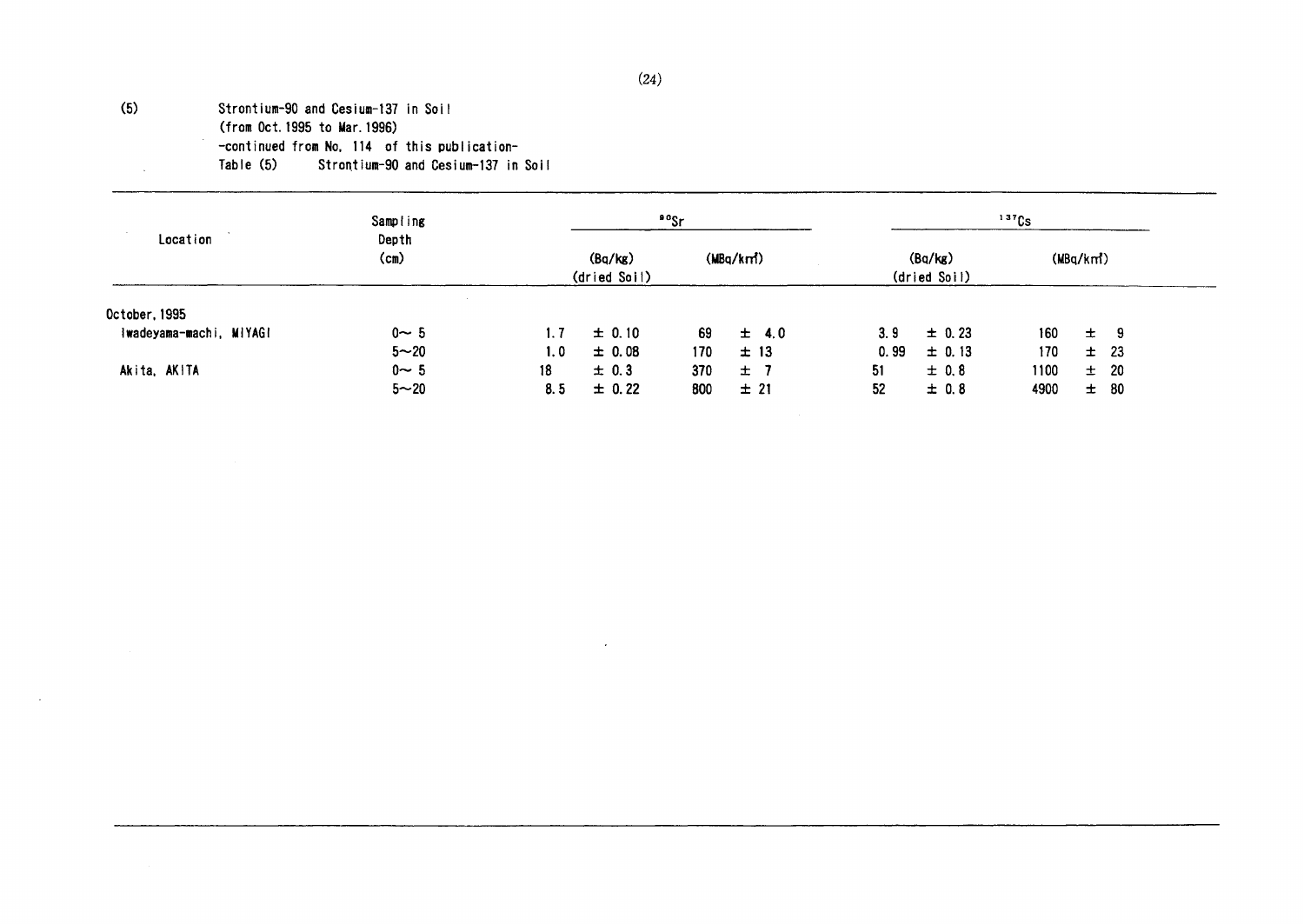(5) Strontium-90 and Cesium-137 in Soil
(from Oct. 1995 to Mar. 1996)
-continued from No. 114 of this publication-

Table (5) Strontium-90 and Cesium-137 in Soil

| Location | Sampling Depth (cm) | $^{90}Sr$ (Bq/kg) (dried Soil) | $^{90}Sr$ (MBq/km²) | $^{137}Cs$ (Bq/kg) (dried Soil) | $^{137}Cs$ (MBq/km²) |
|---|---|---|---|---|---|
| October, 1995 | | | | | |
| Iwadeyama-machi, MIYAGI | 0～5 | 1.7 ± 0.10 | 69 ± 4.0 | 3.9 ± 0.23 | 160 ± 9 |
| | 5～20 | 1.0 ± 0.08 | 170 ± 13 | 0.99 ± 0.13 | 170 ± 23 |
| Akita, AKITA | 0～5 | 18 ± 0.3 | 370 ± 7 | 51 ± 0.8 | 1100 ± 20 |
| | 5～20 | 8.5 ± 0.22 | 800 ± 21 | 52 ± 0.8 | 4900 ± 80 |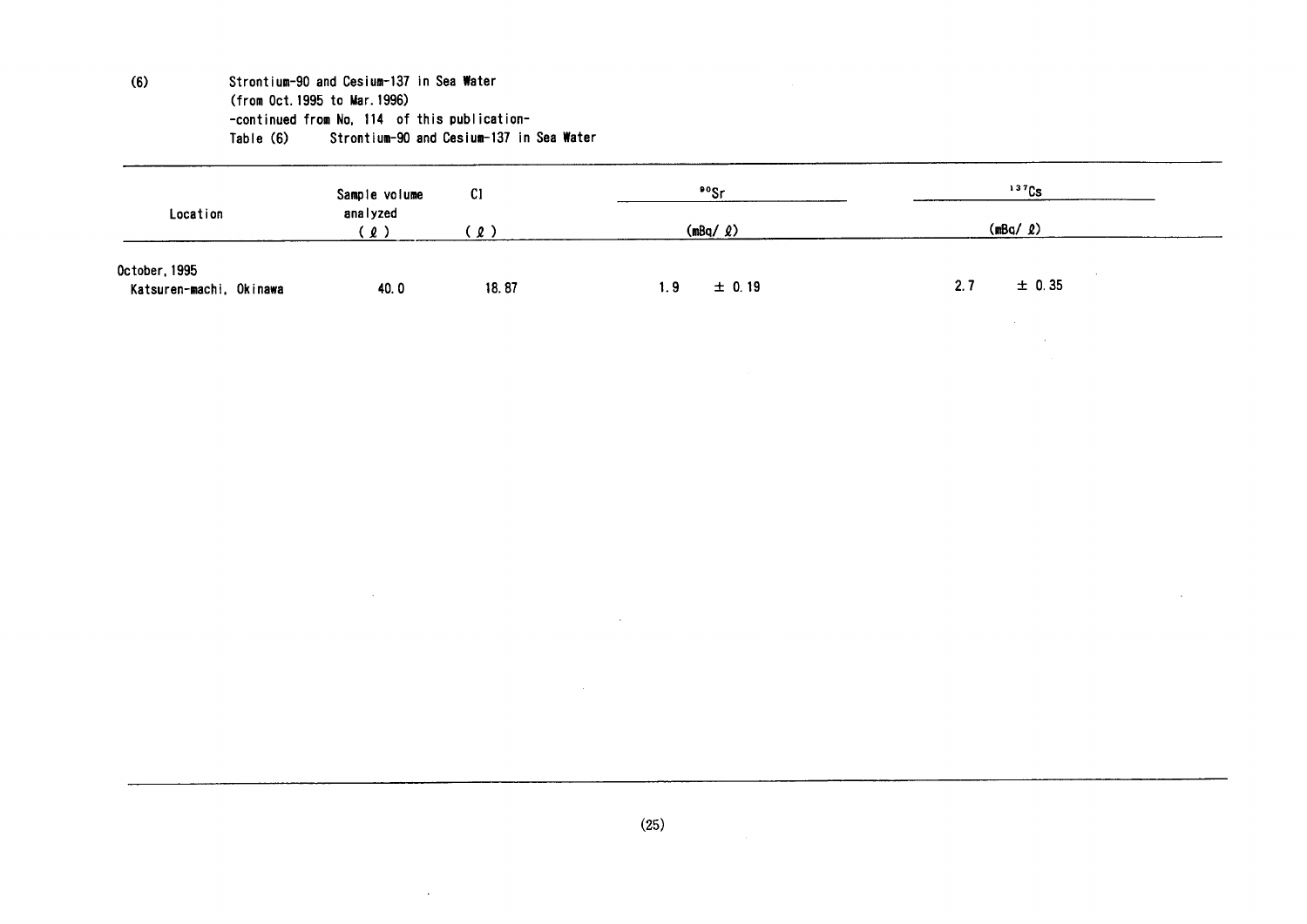(6) Strontium-90 and Cesium-137 in Sea Water
(from Oct. 1995 to Mar. 1996)
-continued from No, 114 of this publication-

Table (6) Strontium-90 and Cesium-137 in Sea Water

| Location | Sample volume analyzed (ℓ) | Cl (ℓ) | $^{90}Sr$ (mBq/ℓ) | $^{137}Cs$ (mBq/ℓ) |
|---|---|---|---|---|
| October, 1995 | | | | |
| Katsuren-machi, Okinawa | 40.0 | 18.87 | 1.9 ± 0.19 | 2.7 ± 0.35 |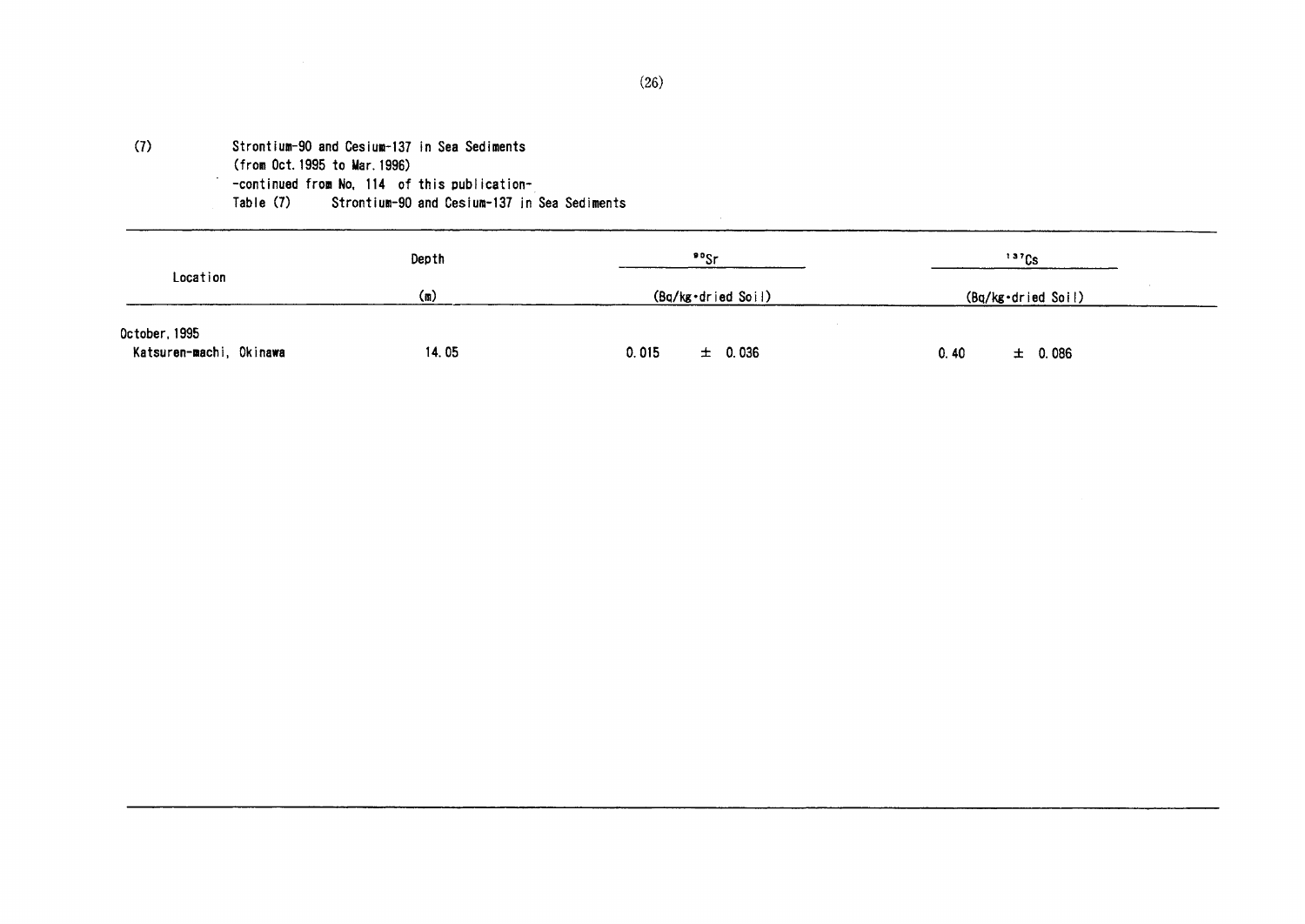(7) Strontium-90 and Cesium-137 in Sea Sediments
(from Oct. 1995 to Mar. 1996)
-continued from No. 114 of this publication-

Table (7) Strontium-90 and Cesium-137 in Sea Sediments

| Location | Depth (m) | $^{90}Sr$ (Bq/kg·dried Soil) | $^{137}Cs$ (Bq/kg·dried Soil) |
|---|---|---|---|
| October, 1995 | | | |
| Katsuren-machi, Okinawa | 14.05 | 0.015 ± 0.036 | 0.40 ± 0.086 |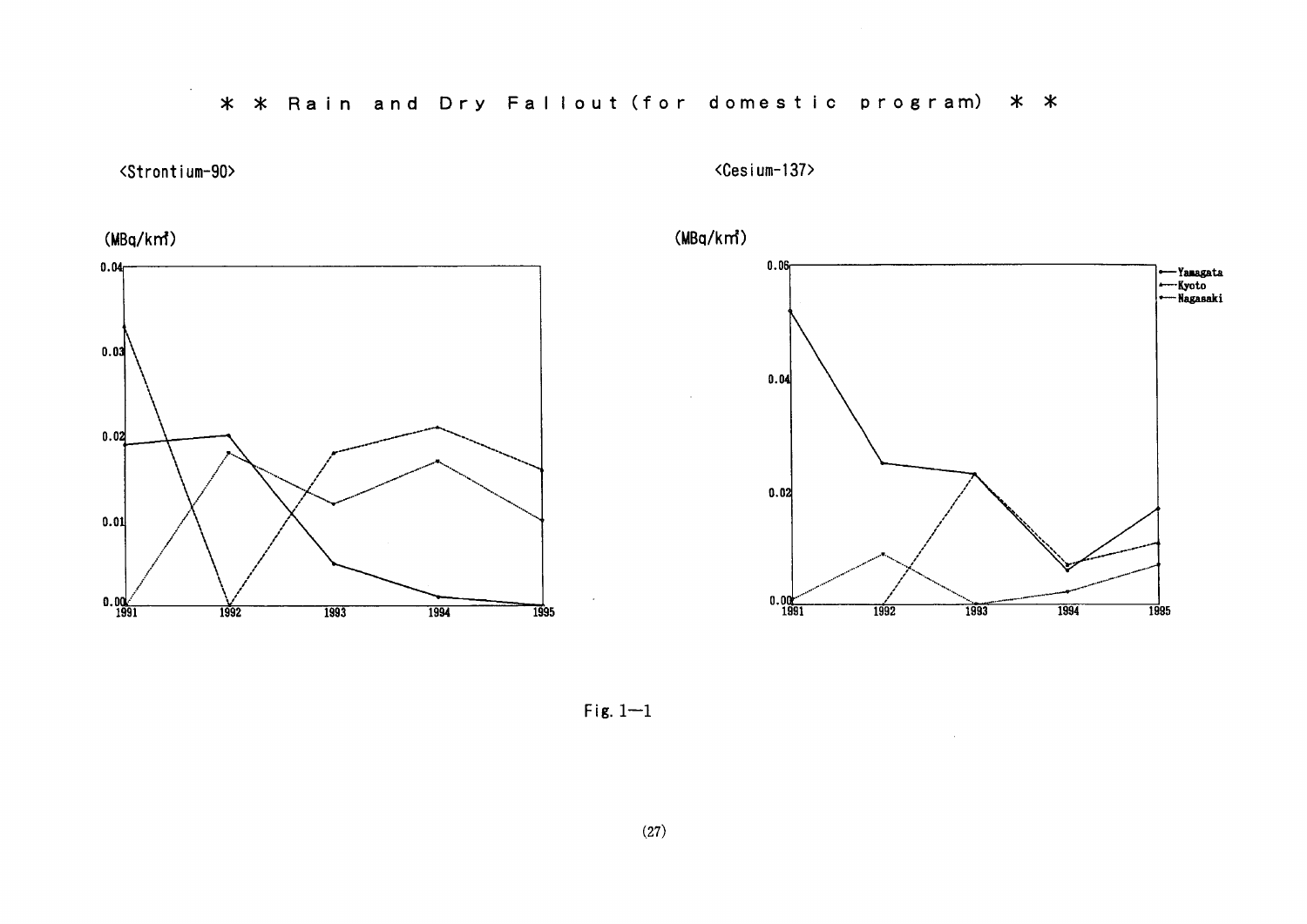## ＊＊ Rain and Dry Fallout (for domestic program) ＊＊

<Strontium-90>

(MBq/km²)

<Cesium-137>

(MBq/km²)

Yamagata
Kyoto
Nagasaki

Fig. 1—1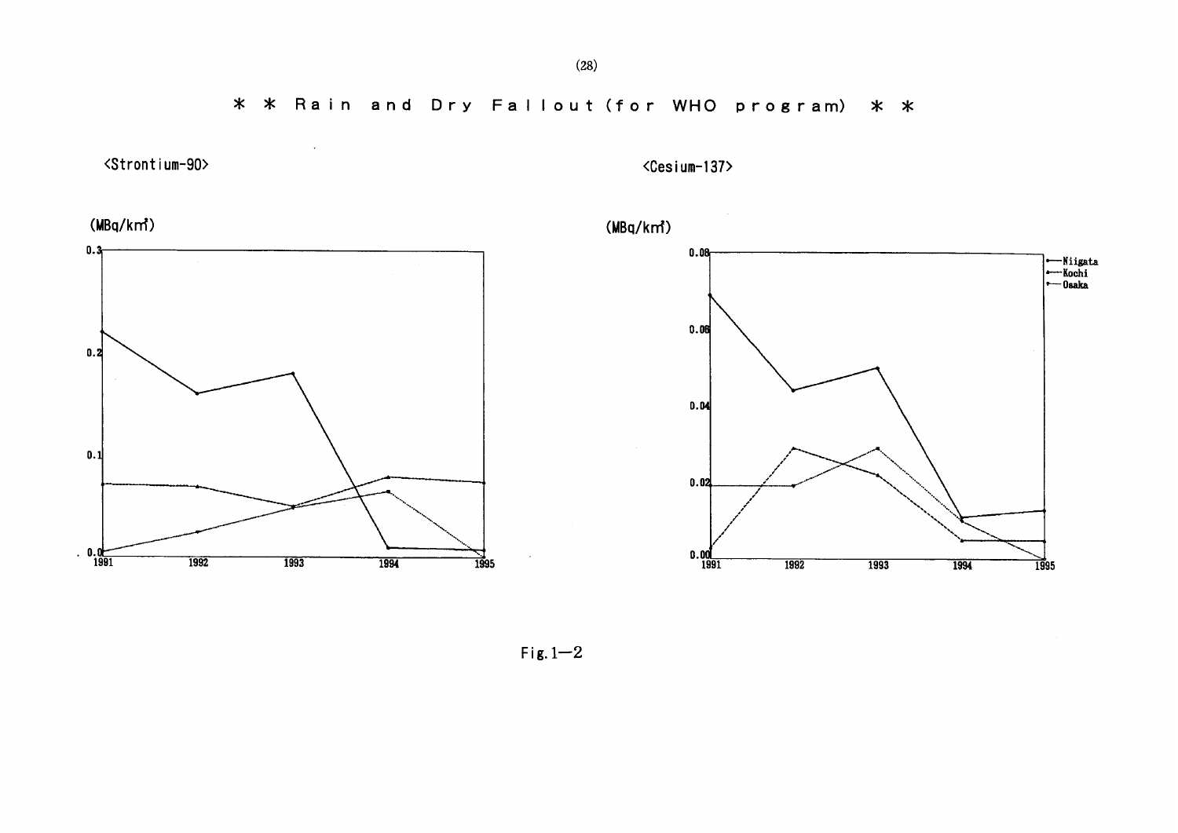# ＊ ＊ Rain and Dry Fallout (for WHO program) ＊ ＊

<Strontium-90>

(MBq/km²)

0.3

0.2

0.1

0.0

1991 1992 1993 1994 1995

<Cesium-137>

(MBq/km²)

0.08

0.06

0.04

0.02

0.00

1991 1992 1993 1994 1995

—Niigata
—Kochi
—Osaka

Fig.1—2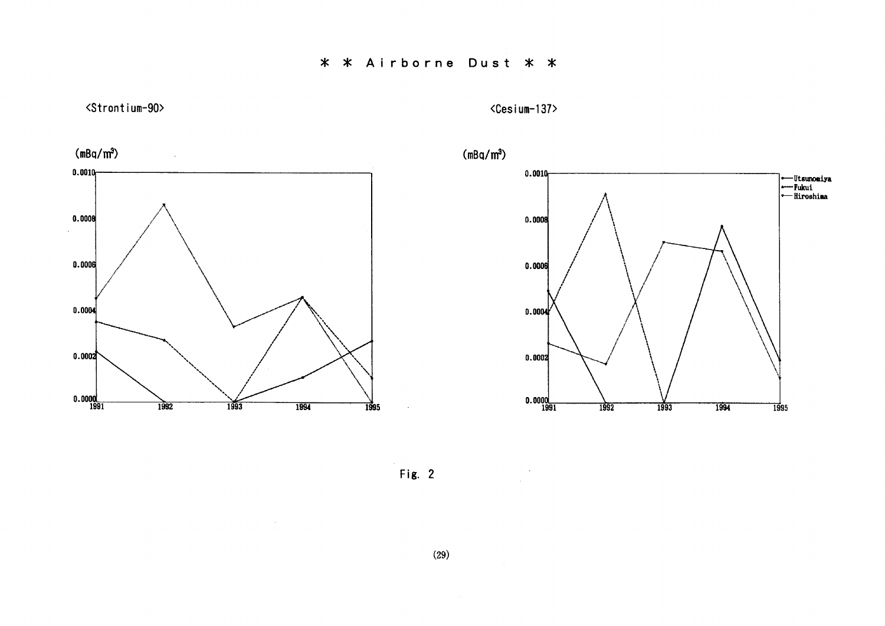# ＊ ＊ Airborne Dust ＊ ＊

<Strontium-90>

(mBq/m³)

<Cesium-137>

(mBq/m³)

Utsunomiya
Fukui
Hiroshima

Fig. 2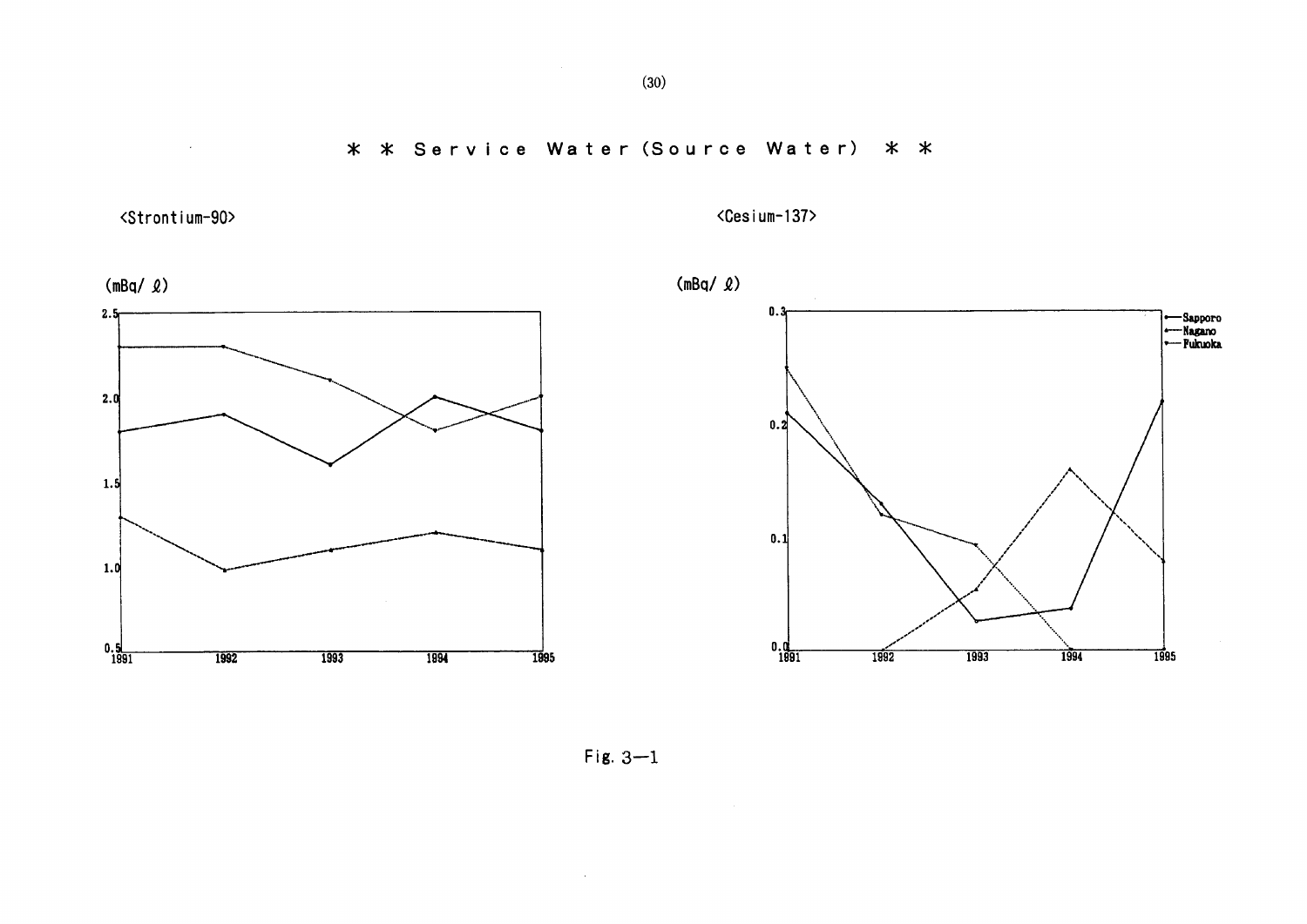## * * Service Water (Source Water) * *

<Strontium-90>

(mBq/ ℓ)

2.5

2.0

1.5

1.0

0.5

1991 1992 1993 1994 1995

<Cesium-137>

(mBq/ ℓ)

0.3

0.2

0.1

0.0

1991 1992 1993 1994 1995

Sapporo
Nagano
Fukuoka

Fig. 3—1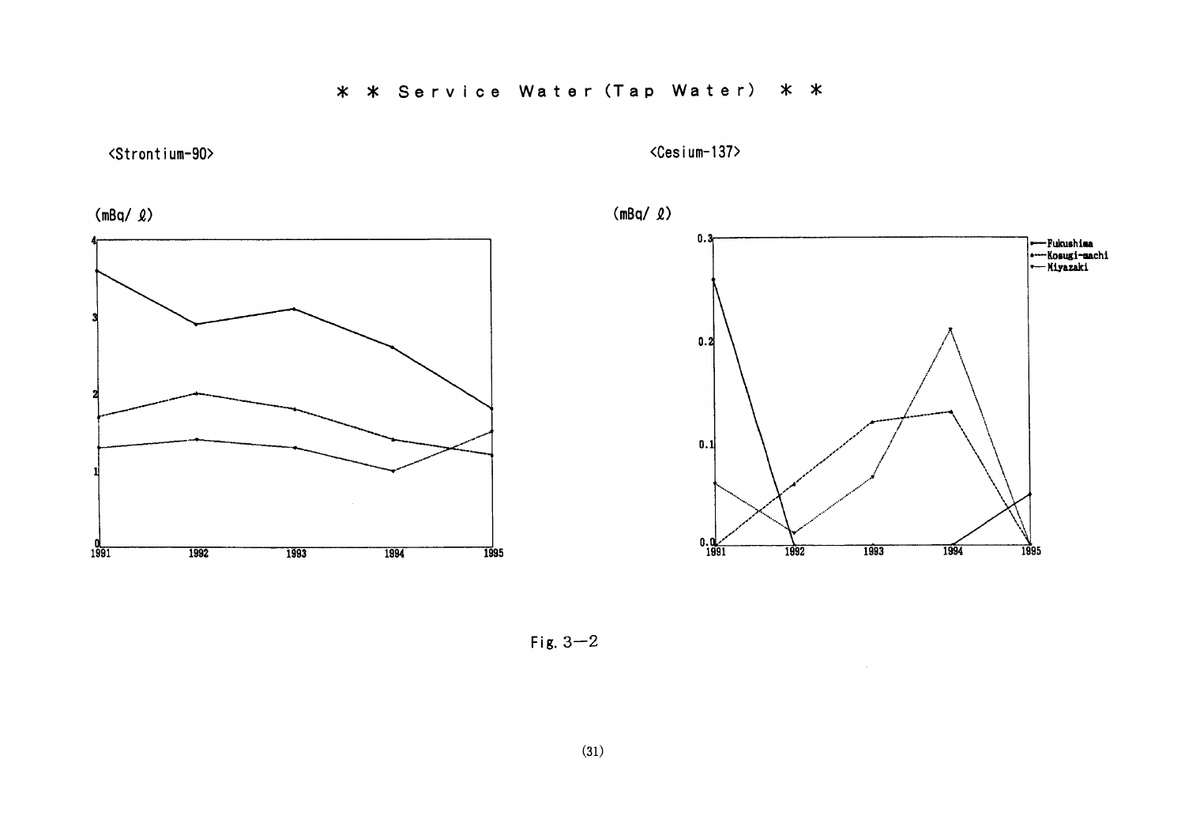# ＊＊ Service Water (Tap Water) ＊＊

<Strontium-90>

(mBq/ℓ)

<Cesium-137>

(mBq/ℓ)

- Fukushima
- Kosugi-machi
- Miyazaki

Fig. 3—2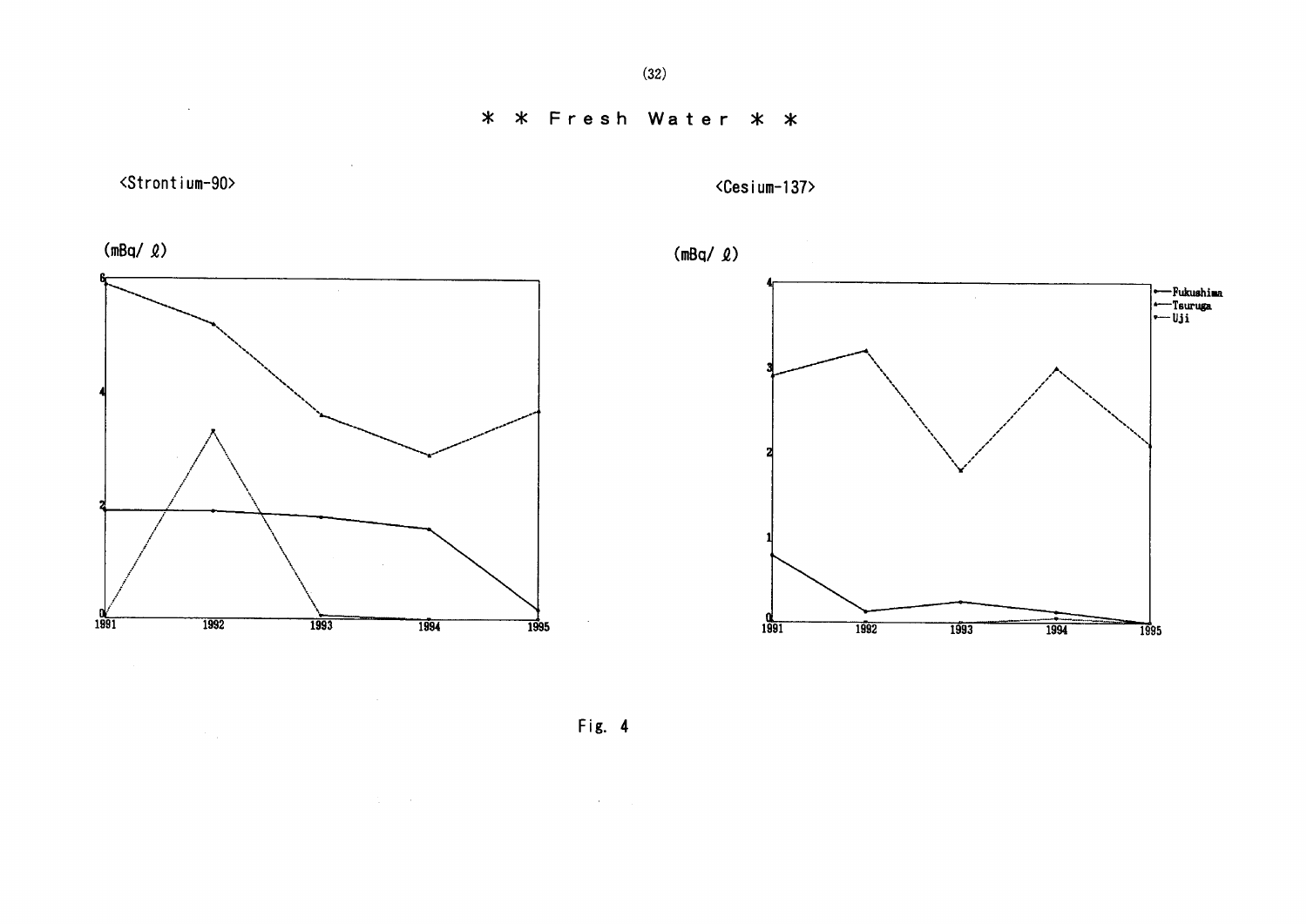# ＊ ＊ Fresh Water ＊ ＊

<Strontium-90>

(mBq/ ℓ)

0, 2, 4, 6

1991, 1992, 1993, 1994, 1995

<Cesium-137>

(mBq/ ℓ)

0, 1, 2, 3, 4

1991, 1992, 1993, 1994, 1995

Fukushima
Tsuruga
Uji

Fig. 4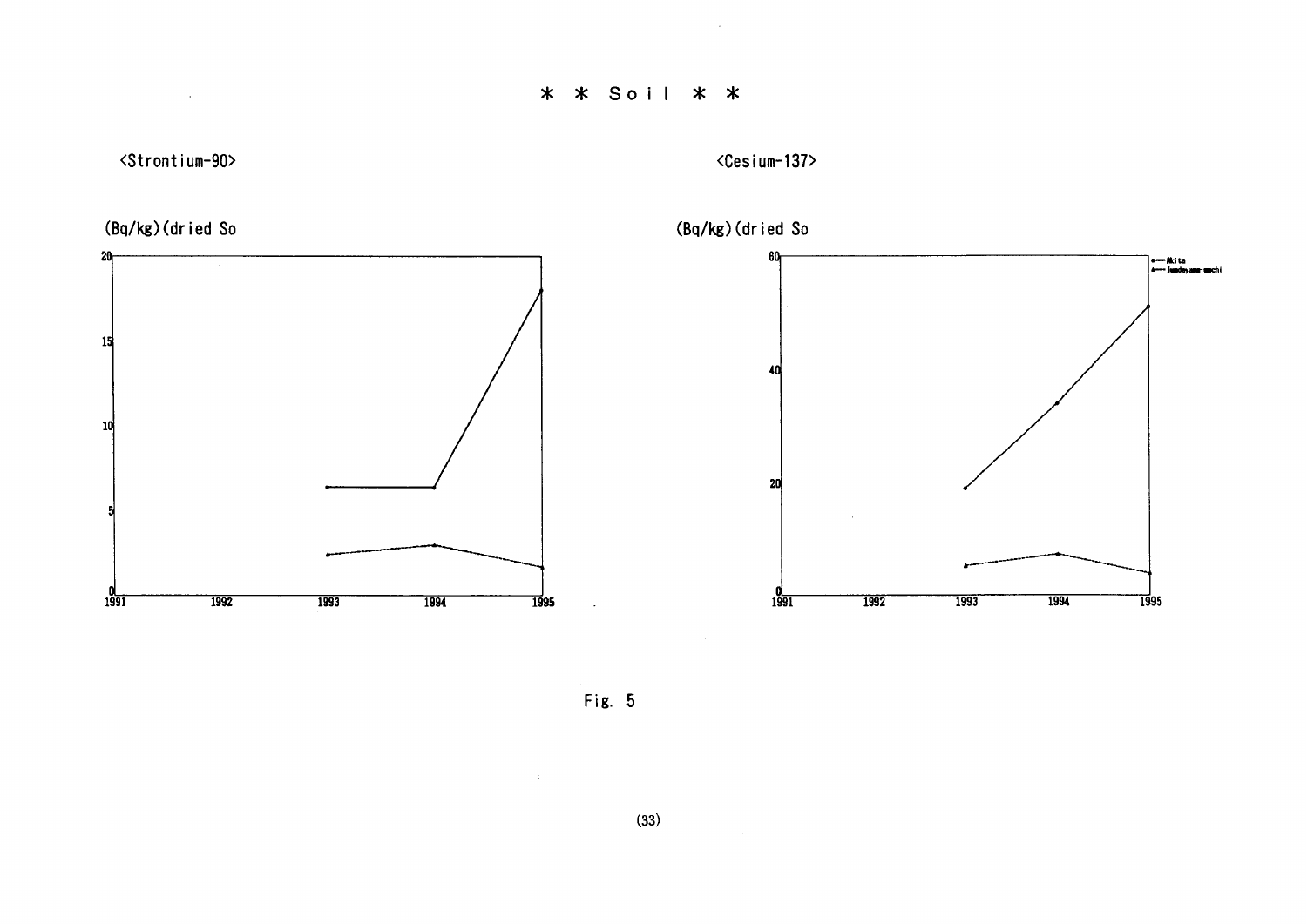# * * Soil * *

<Strontium-90>

(Bq/kg)(dried So

<Cesium-137>

(Bq/kg)(dried So

Fig. 5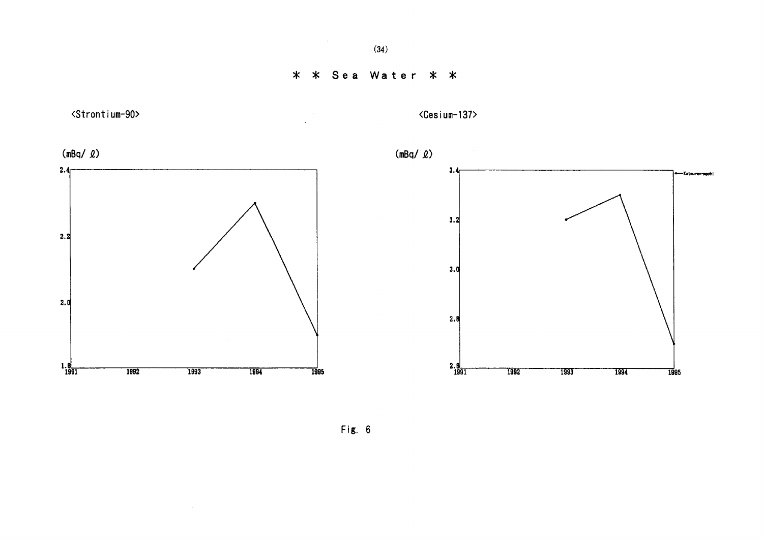# * * Sea Water * *

<Strontium-90>

(mBq/ ℓ)

2.4

2.2

2.0

1.8

1991 1992 1993 1994 1995

<Cesium-137>

(mBq/ ℓ)

3.4

3.2

3.0

2.8

2.6

1991 1992 1993 1994 1995

Katsuren-machi

Fig. 6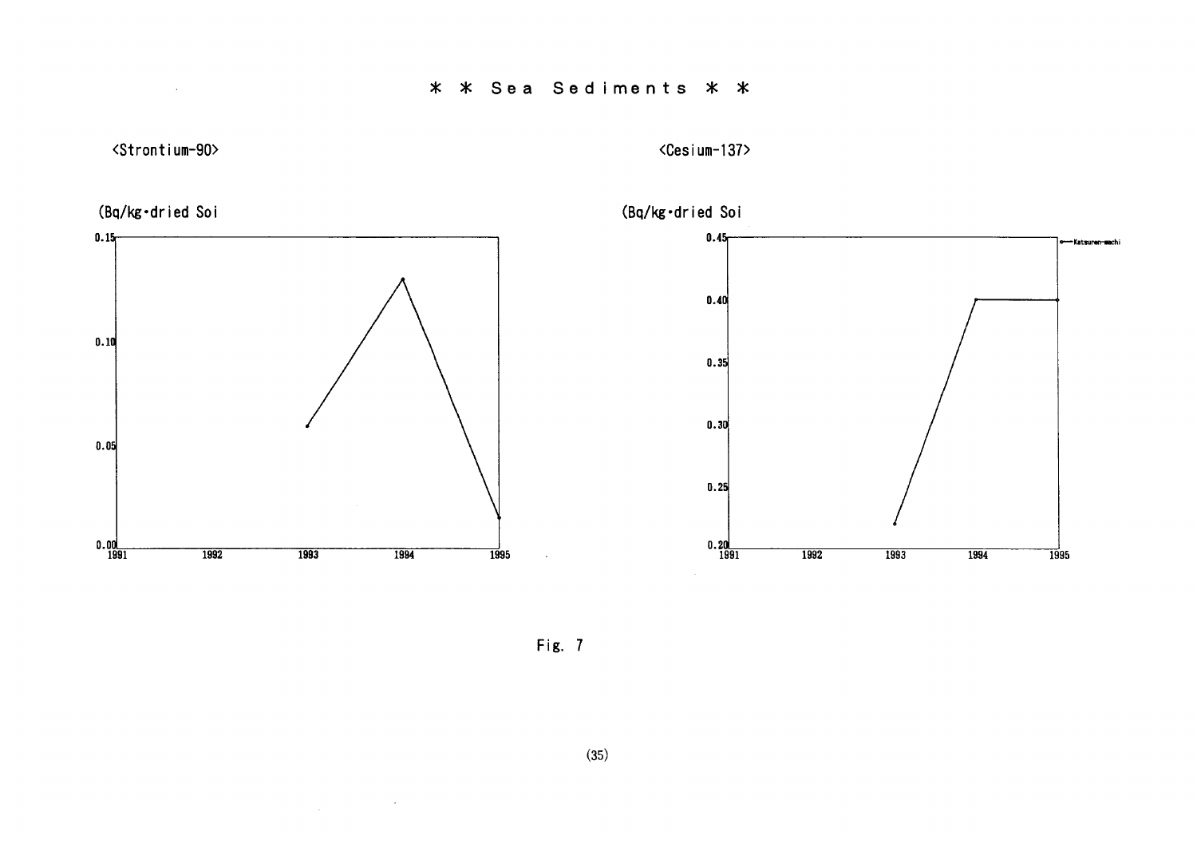# * * Sea Sediments * *

<Strontium-90>

(Bq/kg·dried Soi

<Cesium-137>

(Bq/kg·dried Soi

Katsuren-machi

Fig. 7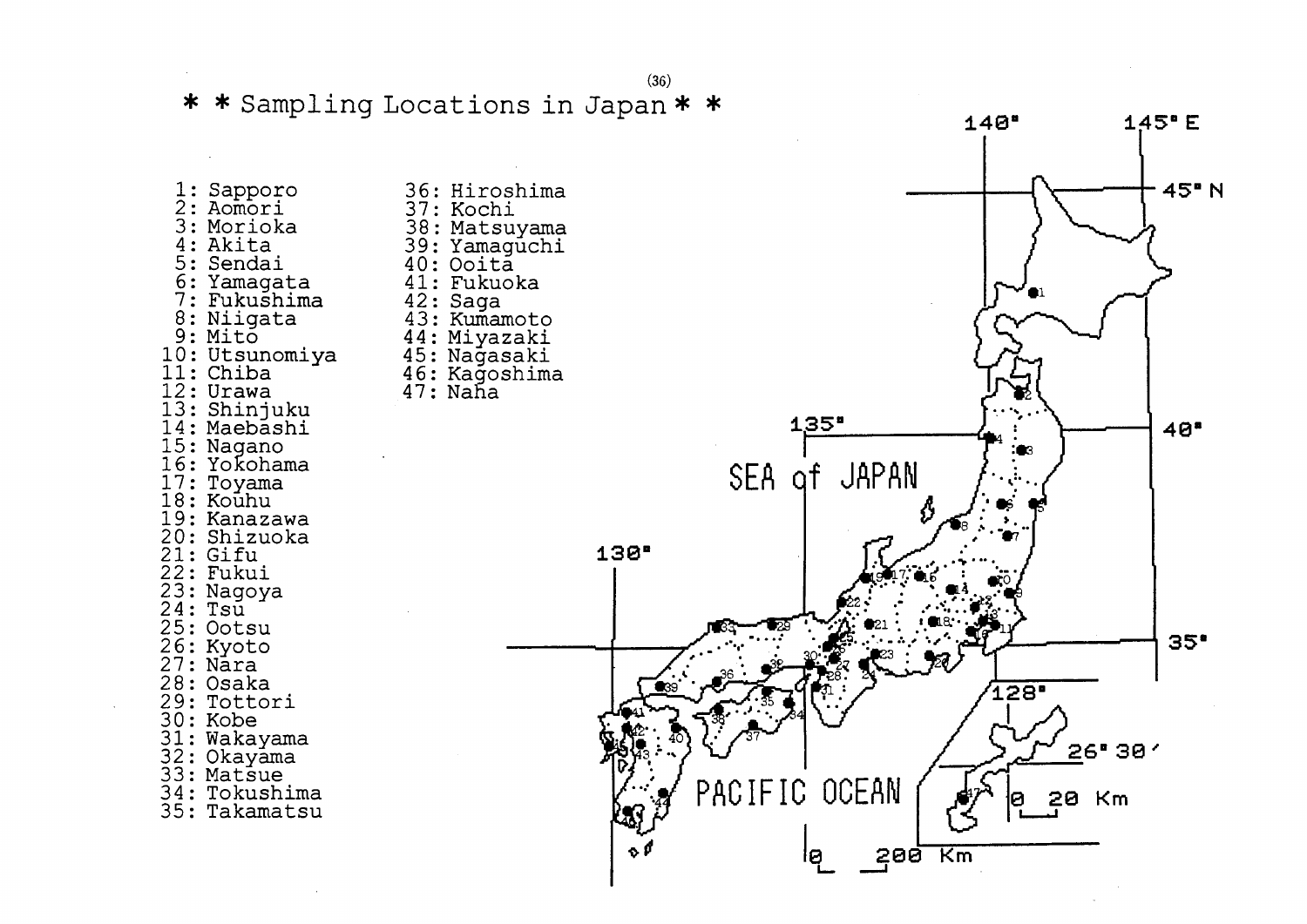# * * Sampling Locations in Japan * *

1: Sapporo
2: Aomori
3: Morioka
4: Akita
5: Sendai
6: Yamagata
7: Fukushima
8: Niigata
9: Mito
10: Utsunomiya
11: Chiba
12: Urawa
13: Shinjuku
14: Maebashi
15: Nagano
16: Yokohama
17: Toyama
18: Kouhu
19: Kanazawa
20: Shizuoka
21: Gifu
22: Fukui
23: Nagoya
24: Tsu
25: Ootsu
26: Kyoto
27: Nara
28: Osaka
29: Tottori
30: Kobe
31: Wakayama
32: Okayama
33: Matsue
34: Tokushima
35: Takamatsu
36: Hiroshima
37: Kochi
38: Matsuyama
39: Yamaguchi
40: Ooita
41: Fukuoka
42: Saga
43: Kumamoto
44: Miyazaki
45: Nagasaki
46: Kagoshima
47: Naha

140°
145° E
45° N
135°
40°
SEA of JAPAN
130°
35°
128°
26° 30′
PACIFIC OCEAN
0 20 Km
0 200 Km